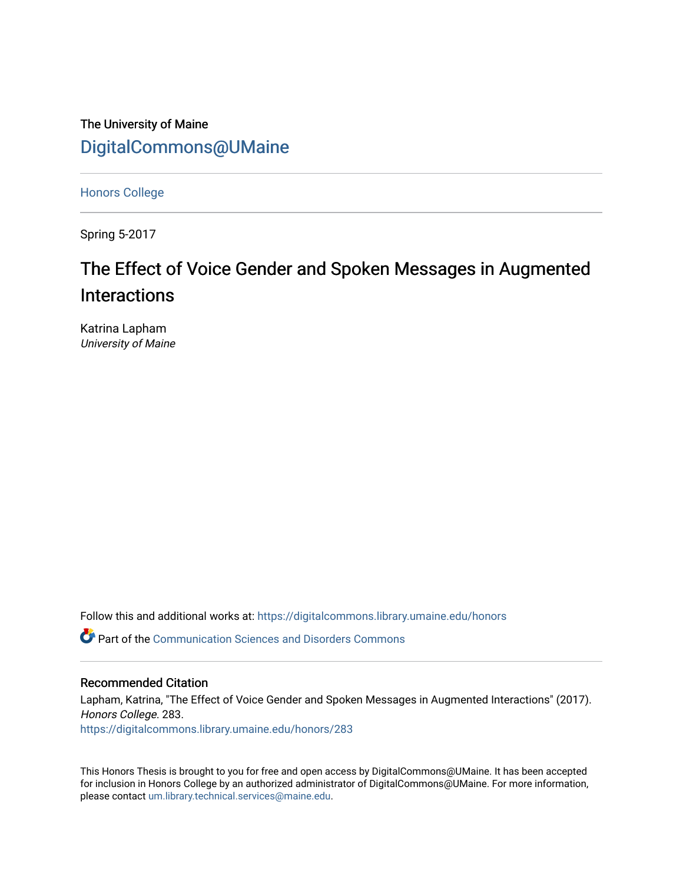The University of Maine

DigitalCommons@UMaine

Honors College

Spring 5-2017

# The Effect of Voice Gender and Spoken Messages in Augmented Interactions

Katrina Lapham

*University of Maine*

Follow this and additional works at: https://digitalcommons.library.umaine.edu/honors

Part of the Communication Sciences and Disorders Commons

## Recommended Citation

Lapham, Katrina, "The Effect of Voice Gender and Spoken Messages in Augmented Interactions" (2017). *Honors College*. 283.

https://digitalcommons.library.umaine.edu/honors/283

This Honors Thesis is brought to you for free and open access by DigitalCommons@UMaine. It has been accepted for inclusion in Honors College by an authorized administrator of DigitalCommons@UMaine. For more information, please contact um.library.technical.services@maine.edu.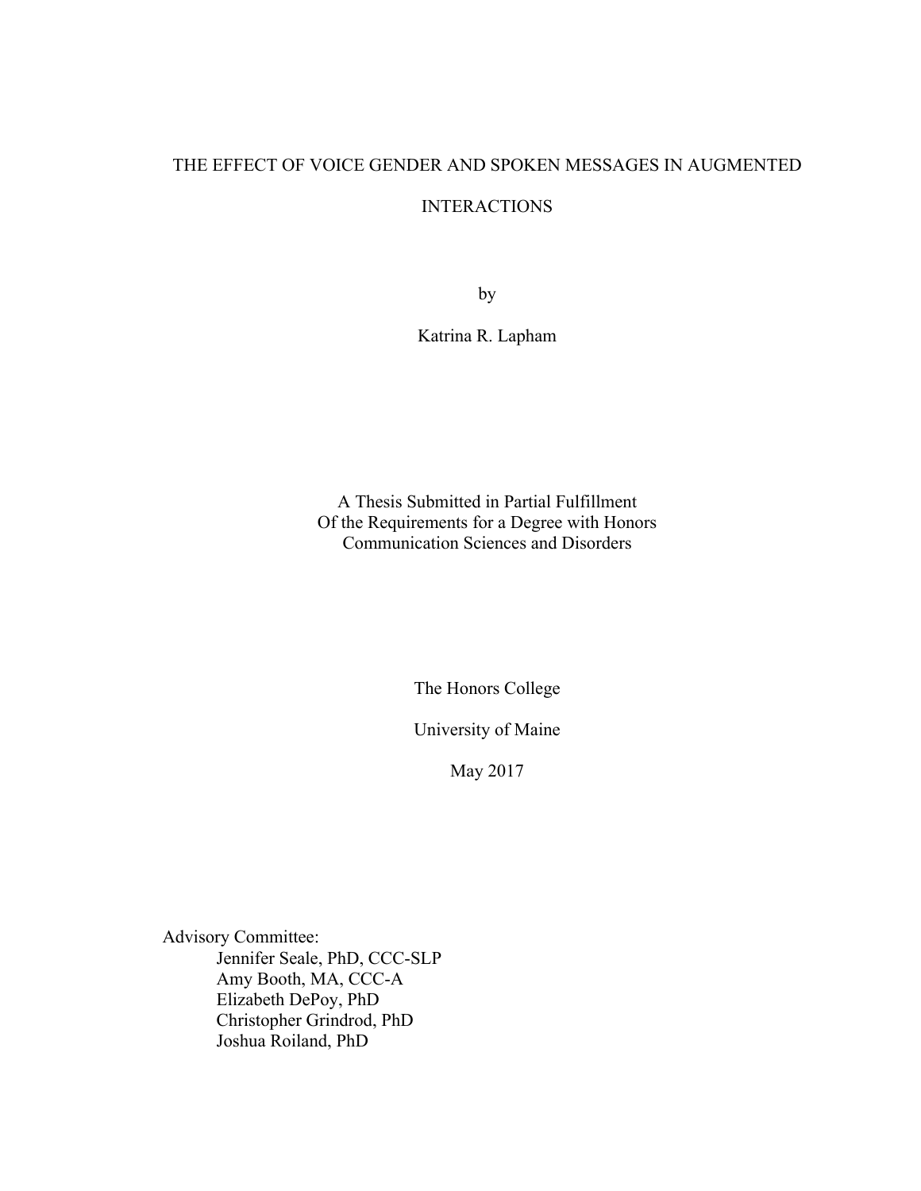# THE EFFECT OF VOICE GENDER AND SPOKEN MESSAGES IN AUGMENTED INTERACTIONS

by

Katrina R. Lapham

A Thesis Submitted in Partial Fulfillment
Of the Requirements for a Degree with Honors
Communication Sciences and Disorders

The Honors College

University of Maine

May 2017

Advisory Committee:
- Jennifer Seale, PhD, CCC-SLP
- Amy Booth, MA, CCC-A
- Elizabeth DePoy, PhD
- Christopher Grindrod, PhD
- Joshua Roiland, PhD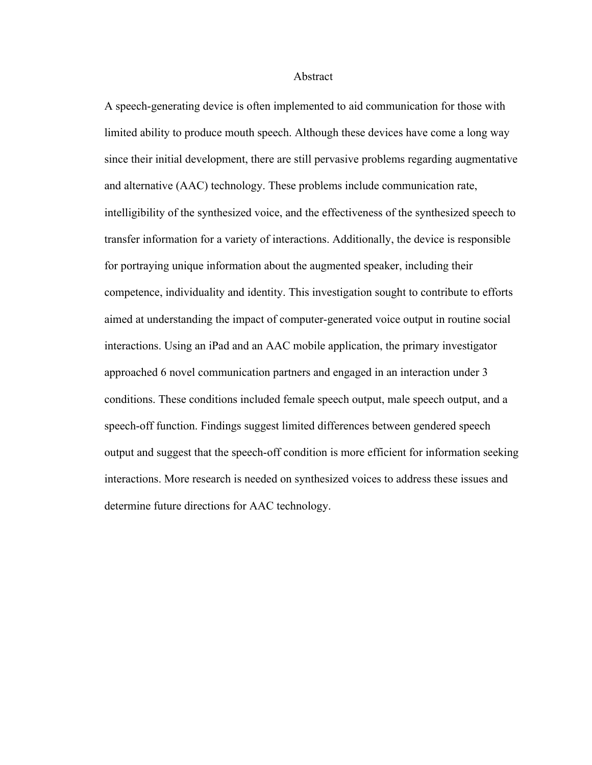# Abstract

A speech-generating device is often implemented to aid communication for those with limited ability to produce mouth speech. Although these devices have come a long way since their initial development, there are still pervasive problems regarding augmentative and alternative (AAC) technology. These problems include communication rate, intelligibility of the synthesized voice, and the effectiveness of the synthesized speech to transfer information for a variety of interactions. Additionally, the device is responsible for portraying unique information about the augmented speaker, including their competence, individuality and identity. This investigation sought to contribute to efforts aimed at understanding the impact of computer-generated voice output in routine social interactions. Using an iPad and an AAC mobile application, the primary investigator approached 6 novel communication partners and engaged in an interaction under 3 conditions. These conditions included female speech output, male speech output, and a speech-off function. Findings suggest limited differences between gendered speech output and suggest that the speech-off condition is more efficient for information seeking interactions. More research is needed on synthesized voices to address these issues and determine future directions for AAC technology.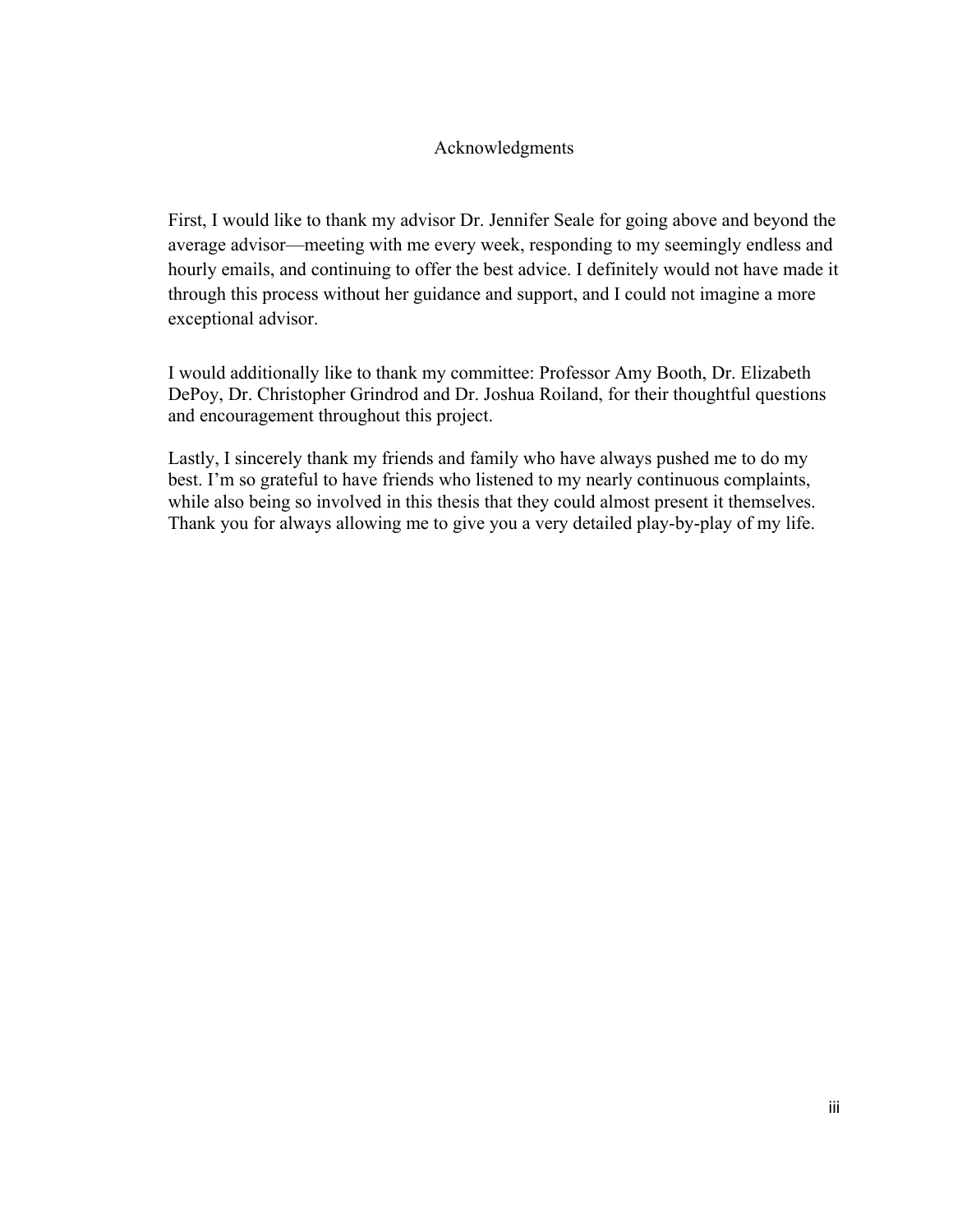# Acknowledgments

First, I would like to thank my advisor Dr. Jennifer Seale for going above and beyond the average advisor—meeting with me every week, responding to my seemingly endless and hourly emails, and continuing to offer the best advice. I definitely would not have made it through this process without her guidance and support, and I could not imagine a more exceptional advisor.

I would additionally like to thank my committee: Professor Amy Booth, Dr. Elizabeth DePoy, Dr. Christopher Grindrod and Dr. Joshua Roiland, for their thoughtful questions and encouragement throughout this project.

Lastly, I sincerely thank my friends and family who have always pushed me to do my best. I'm so grateful to have friends who listened to my nearly continuous complaints, while also being so involved in this thesis that they could almost present it themselves. Thank you for always allowing me to give you a very detailed play-by-play of my life.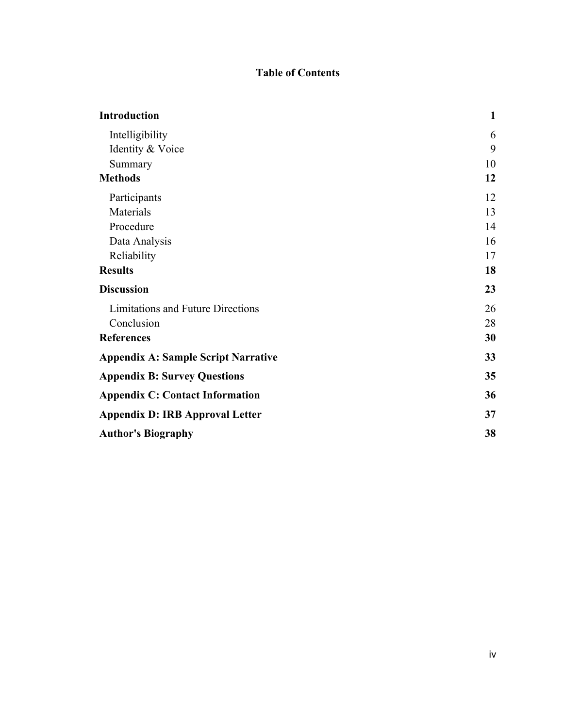# Table of Contents

| | |
|---|---|
| **Introduction** | **1** |
| Intelligibility | 6 |
| Identity & Voice | 9 |
| Summary | 10 |
| **Methods** | **12** |
| Participants | 12 |
| Materials | 13 |
| Procedure | 14 |
| Data Analysis | 16 |
| Reliability | 17 |
| **Results** | **18** |
| **Discussion** | **23** |
| Limitations and Future Directions | 26 |
| Conclusion | 28 |
| **References** | **30** |
| **Appendix A: Sample Script Narrative** | **33** |
| **Appendix B: Survey Questions** | **35** |
| **Appendix C: Contact Information** | **36** |
| **Appendix D: IRB Approval Letter** | **37** |
| **Author's Biography** | **38** |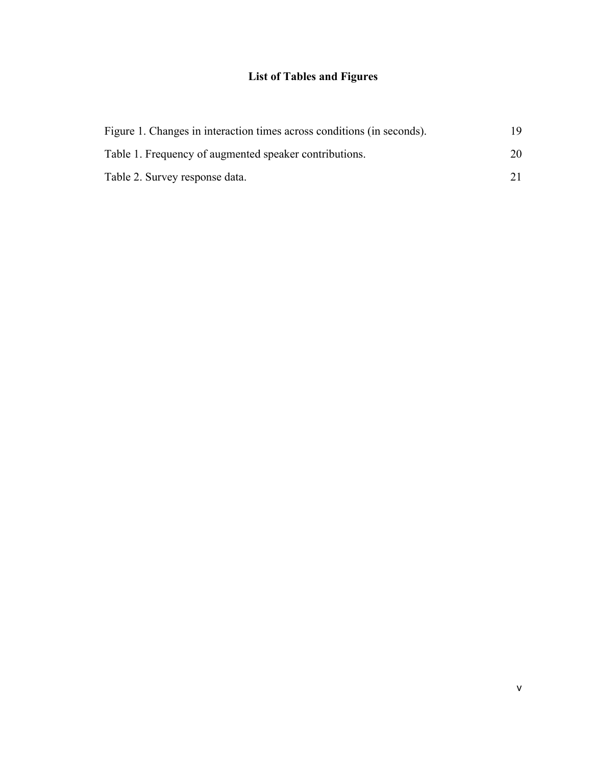# List of Tables and Figures

| | |
|---|---|
| Figure 1. Changes in interaction times across conditions (in seconds). | 19 |
| Table 1. Frequency of augmented speaker contributions. | 20 |
| Table 2. Survey response data. | 21 |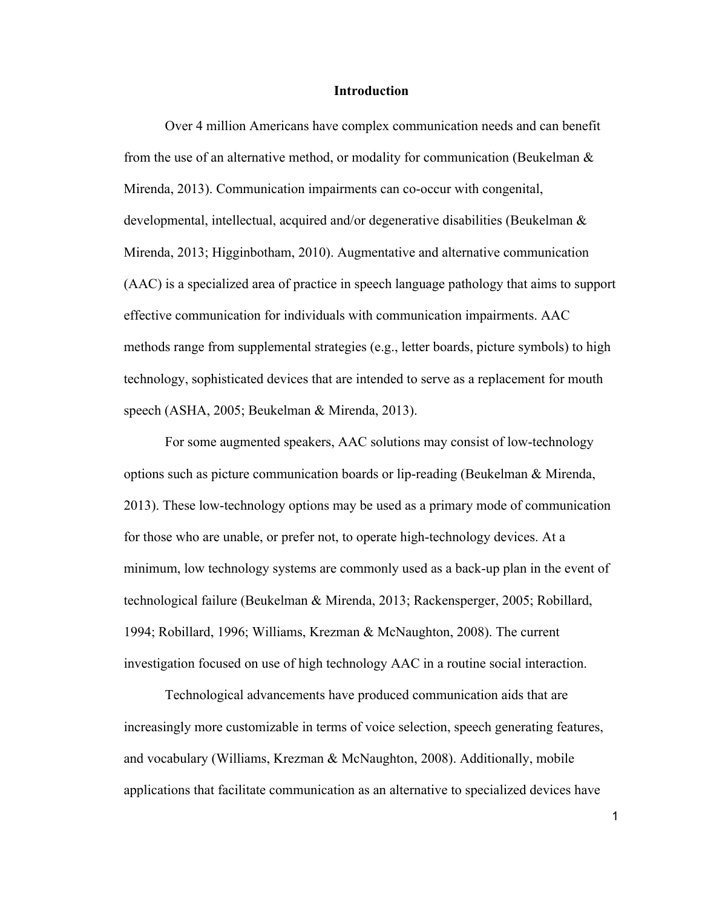# Introduction

Over 4 million Americans have complex communication needs and can benefit from the use of an alternative method, or modality for communication (Beukelman & Mirenda, 2013). Communication impairments can co-occur with congenital, developmental, intellectual, acquired and/or degenerative disabilities (Beukelman & Mirenda, 2013; Higginbotham, 2010). Augmentative and alternative communication (AAC) is a specialized area of practice in speech language pathology that aims to support effective communication for individuals with communication impairments. AAC methods range from supplemental strategies (e.g., letter boards, picture symbols) to high technology, sophisticated devices that are intended to serve as a replacement for mouth speech (ASHA, 2005; Beukelman & Mirenda, 2013).

For some augmented speakers, AAC solutions may consist of low-technology options such as picture communication boards or lip-reading (Beukelman & Mirenda, 2013). These low-technology options may be used as a primary mode of communication for those who are unable, or prefer not, to operate high-technology devices. At a minimum, low technology systems are commonly used as a back-up plan in the event of technological failure (Beukelman & Mirenda, 2013; Rackensperger, 2005; Robillard, 1994; Robillard, 1996; Williams, Krezman & McNaughton, 2008). The current investigation focused on use of high technology AAC in a routine social interaction.

Technological advancements have produced communication aids that are increasingly more customizable in terms of voice selection, speech generating features, and vocabulary (Williams, Krezman & McNaughton, 2008). Additionally, mobile applications that facilitate communication as an alternative to specialized devices have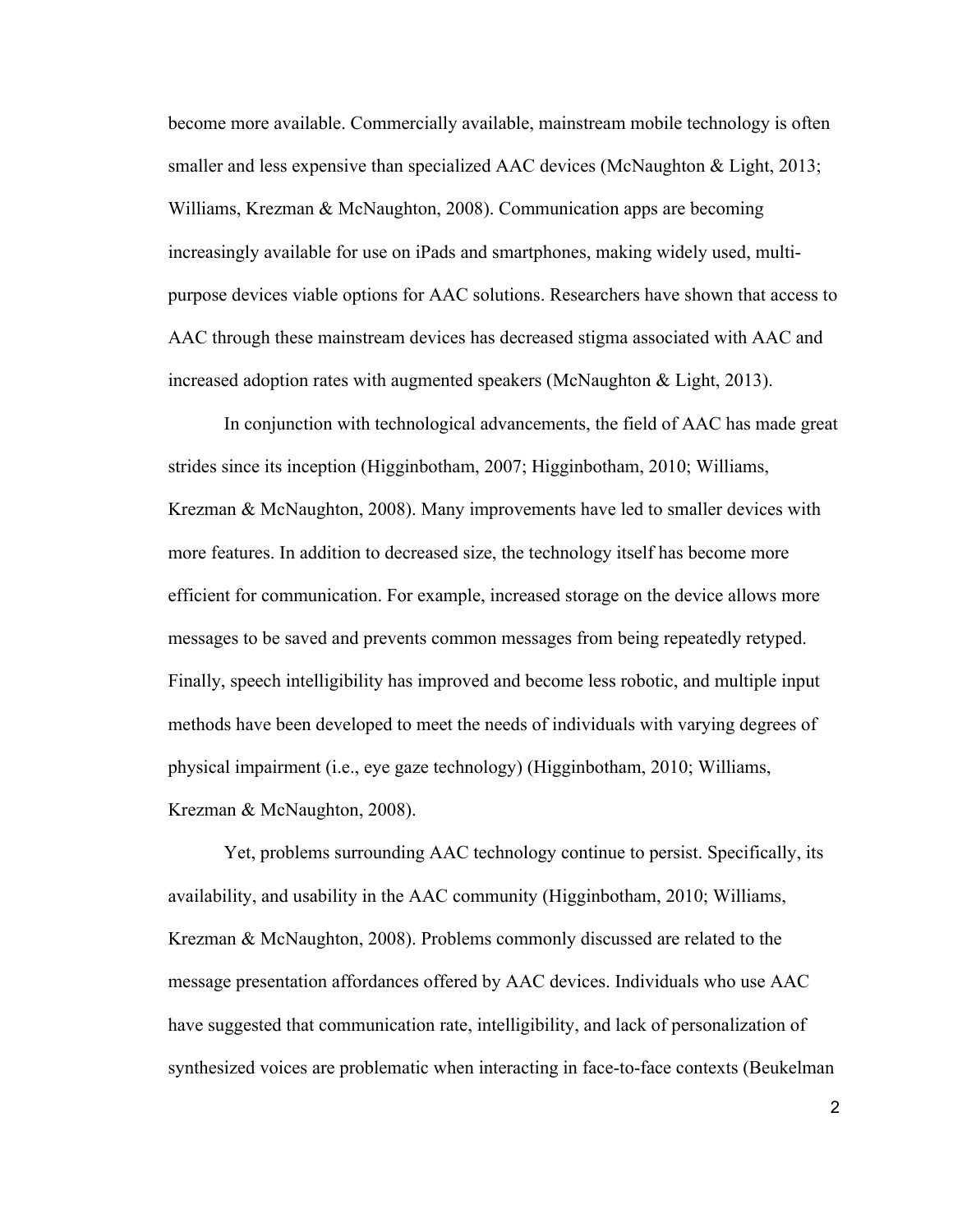become more available. Commercially available, mainstream mobile technology is often smaller and less expensive than specialized AAC devices (McNaughton & Light, 2013; Williams, Krezman & McNaughton, 2008). Communication apps are becoming increasingly available for use on iPads and smartphones, making widely used, multi-purpose devices viable options for AAC solutions. Researchers have shown that access to AAC through these mainstream devices has decreased stigma associated with AAC and increased adoption rates with augmented speakers (McNaughton & Light, 2013).

In conjunction with technological advancements, the field of AAC has made great strides since its inception (Higginbotham, 2007; Higginbotham, 2010; Williams, Krezman & McNaughton, 2008). Many improvements have led to smaller devices with more features. In addition to decreased size, the technology itself has become more efficient for communication. For example, increased storage on the device allows more messages to be saved and prevents common messages from being repeatedly retyped. Finally, speech intelligibility has improved and become less robotic, and multiple input methods have been developed to meet the needs of individuals with varying degrees of physical impairment (i.e., eye gaze technology) (Higginbotham, 2010; Williams, Krezman & McNaughton, 2008).

Yet, problems surrounding AAC technology continue to persist. Specifically, its availability, and usability in the AAC community (Higginbotham, 2010; Williams, Krezman & McNaughton, 2008). Problems commonly discussed are related to the message presentation affordances offered by AAC devices. Individuals who use AAC have suggested that communication rate, intelligibility, and lack of personalization of synthesized voices are problematic when interacting in face-to-face contexts (Beukelman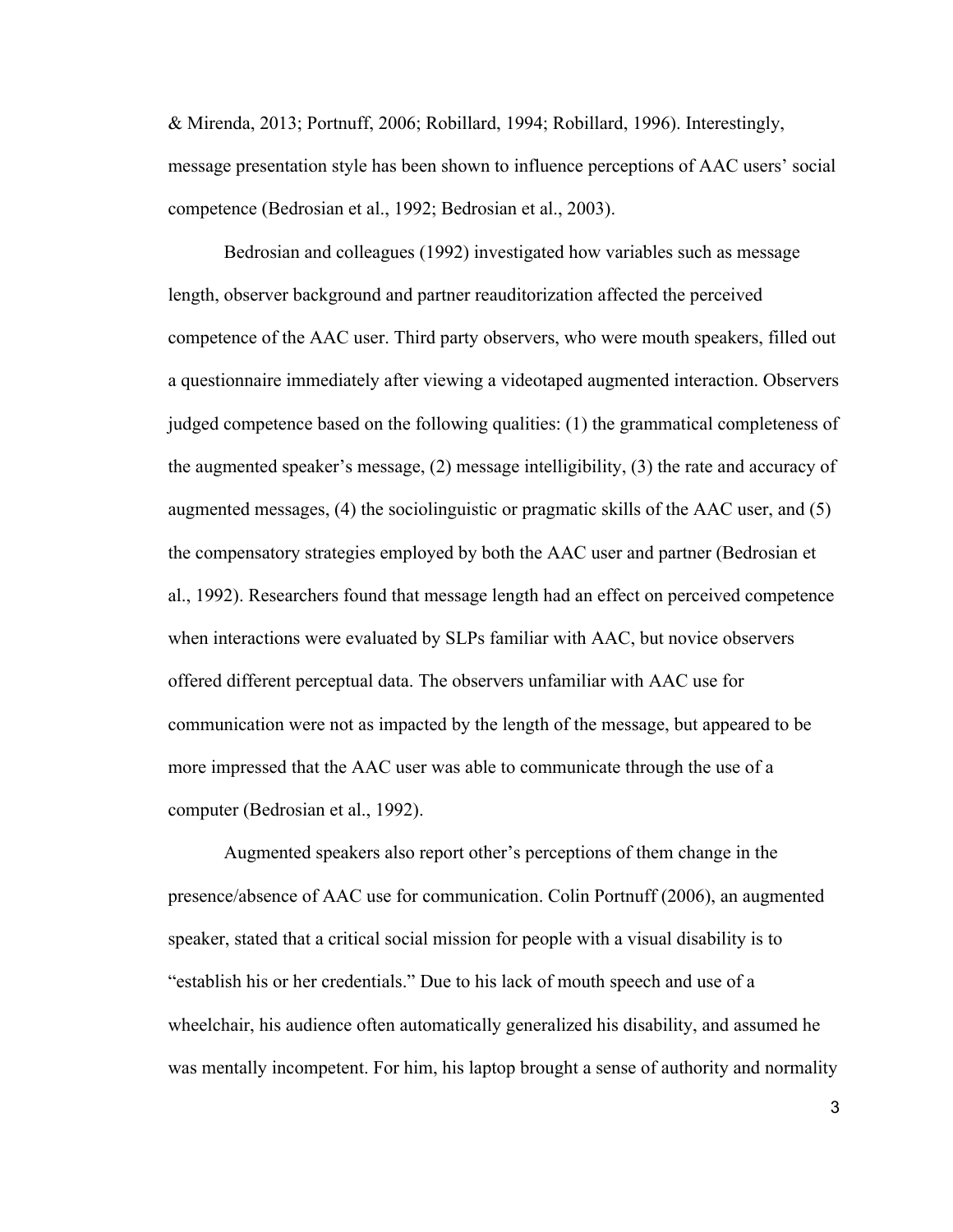& Mirenda, 2013; Portnuff, 2006; Robillard, 1994; Robillard, 1996). Interestingly, message presentation style has been shown to influence perceptions of AAC users' social competence (Bedrosian et al., 1992; Bedrosian et al., 2003).

Bedrosian and colleagues (1992) investigated how variables such as message length, observer background and partner reauditorization affected the perceived competence of the AAC user. Third party observers, who were mouth speakers, filled out a questionnaire immediately after viewing a videotaped augmented interaction. Observers judged competence based on the following qualities: (1) the grammatical completeness of the augmented speaker's message, (2) message intelligibility, (3) the rate and accuracy of augmented messages, (4) the sociolinguistic or pragmatic skills of the AAC user, and (5) the compensatory strategies employed by both the AAC user and partner (Bedrosian et al., 1992). Researchers found that message length had an effect on perceived competence when interactions were evaluated by SLPs familiar with AAC, but novice observers offered different perceptual data. The observers unfamiliar with AAC use for communication were not as impacted by the length of the message, but appeared to be more impressed that the AAC user was able to communicate through the use of a computer (Bedrosian et al., 1992).

Augmented speakers also report other's perceptions of them change in the presence/absence of AAC use for communication. Colin Portnuff (2006), an augmented speaker, stated that a critical social mission for people with a visual disability is to "establish his or her credentials." Due to his lack of mouth speech and use of a wheelchair, his audience often automatically generalized his disability, and assumed he was mentally incompetent. For him, his laptop brought a sense of authority and normality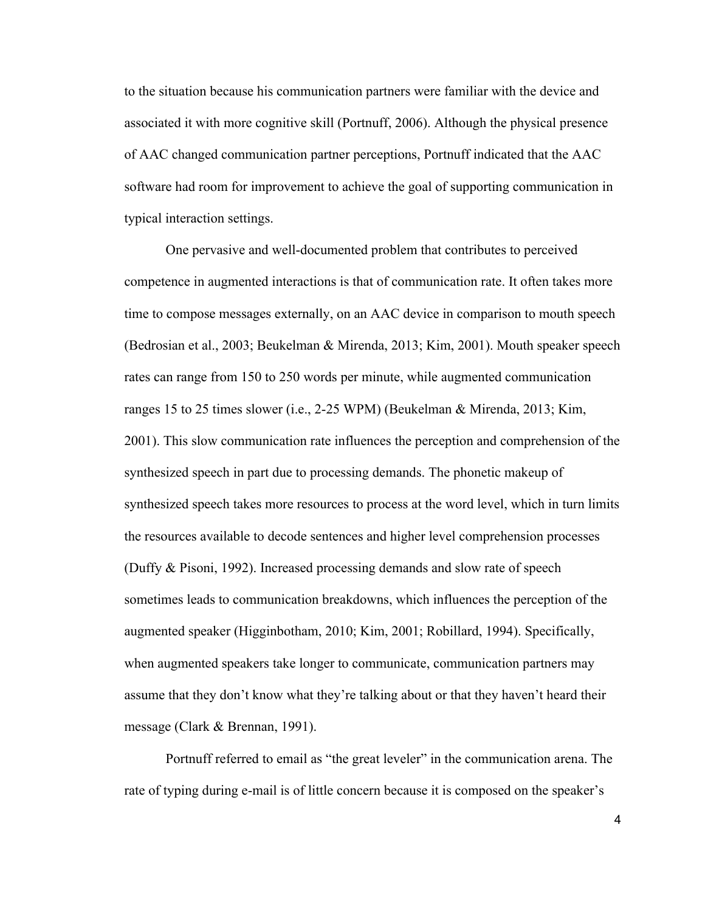to the situation because his communication partners were familiar with the device and associated it with more cognitive skill (Portnuff, 2006). Although the physical presence of AAC changed communication partner perceptions, Portnuff indicated that the AAC software had room for improvement to achieve the goal of supporting communication in typical interaction settings.

One pervasive and well-documented problem that contributes to perceived competence in augmented interactions is that of communication rate. It often takes more time to compose messages externally, on an AAC device in comparison to mouth speech (Bedrosian et al., 2003; Beukelman & Mirenda, 2013; Kim, 2001). Mouth speaker speech rates can range from 150 to 250 words per minute, while augmented communication ranges 15 to 25 times slower (i.e., 2-25 WPM) (Beukelman & Mirenda, 2013; Kim, 2001). This slow communication rate influences the perception and comprehension of the synthesized speech in part due to processing demands. The phonetic makeup of synthesized speech takes more resources to process at the word level, which in turn limits the resources available to decode sentences and higher level comprehension processes (Duffy & Pisoni, 1992). Increased processing demands and slow rate of speech sometimes leads to communication breakdowns, which influences the perception of the augmented speaker (Higginbotham, 2010; Kim, 2001; Robillard, 1994). Specifically, when augmented speakers take longer to communicate, communication partners may assume that they don't know what they're talking about or that they haven't heard their message (Clark & Brennan, 1991).

Portnuff referred to email as "the great leveler" in the communication arena. The rate of typing during e-mail is of little concern because it is composed on the speaker's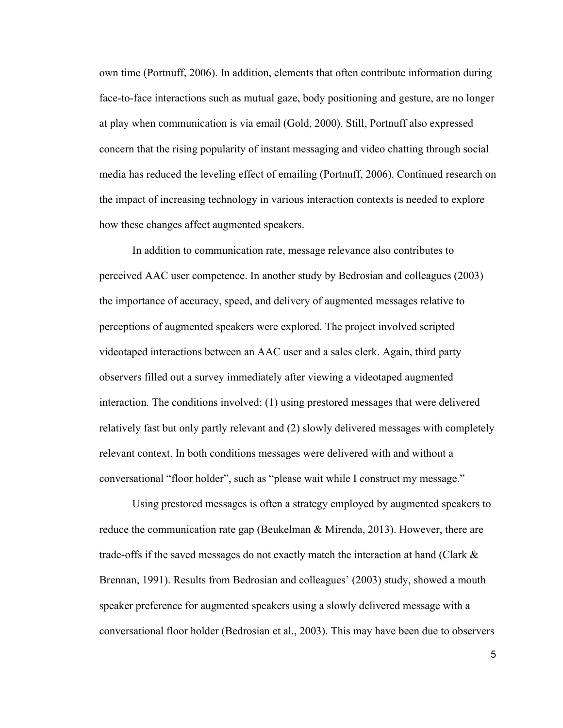own time (Portnuff, 2006). In addition, elements that often contribute information during face-to-face interactions such as mutual gaze, body positioning and gesture, are no longer at play when communication is via email (Gold, 2000). Still, Portnuff also expressed concern that the rising popularity of instant messaging and video chatting through social media has reduced the leveling effect of emailing (Portnuff, 2006). Continued research on the impact of increasing technology in various interaction contexts is needed to explore how these changes affect augmented speakers.

In addition to communication rate, message relevance also contributes to perceived AAC user competence. In another study by Bedrosian and colleagues (2003) the importance of accuracy, speed, and delivery of augmented messages relative to perceptions of augmented speakers were explored. The project involved scripted videotaped interactions between an AAC user and a sales clerk. Again, third party observers filled out a survey immediately after viewing a videotaped augmented interaction. The conditions involved: (1) using prestored messages that were delivered relatively fast but only partly relevant and (2) slowly delivered messages with completely relevant context. In both conditions messages were delivered with and without a conversational "floor holder", such as "please wait while I construct my message."

Using prestored messages is often a strategy employed by augmented speakers to reduce the communication rate gap (Beukelman & Mirenda, 2013). However, there are trade-offs if the saved messages do not exactly match the interaction at hand (Clark & Brennan, 1991). Results from Bedrosian and colleagues' (2003) study, showed a mouth speaker preference for augmented speakers using a slowly delivered message with a conversational floor holder (Bedrosian et al., 2003). This may have been due to observers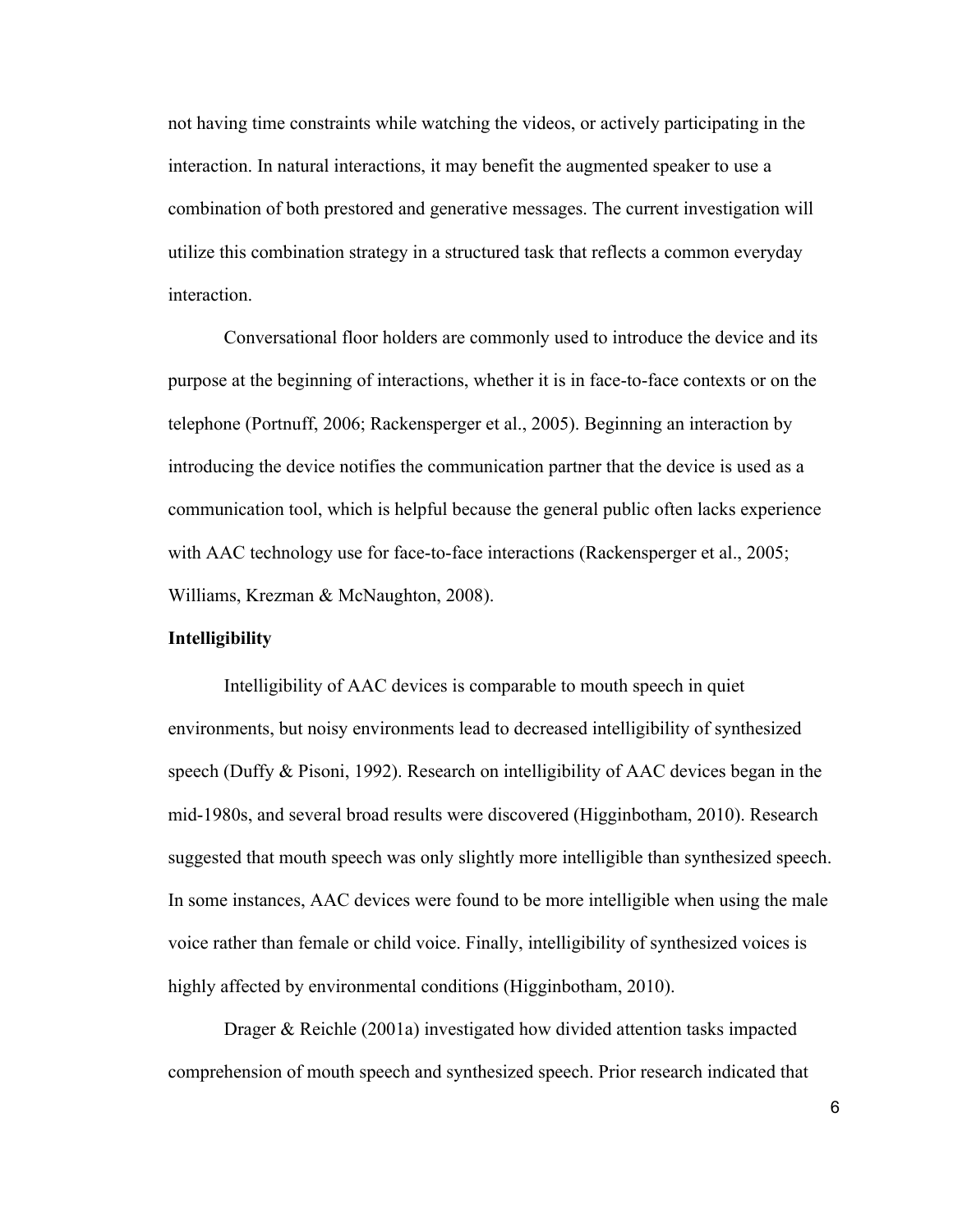not having time constraints while watching the videos, or actively participating in the interaction. In natural interactions, it may benefit the augmented speaker to use a combination of both prestored and generative messages. The current investigation will utilize this combination strategy in a structured task that reflects a common everyday interaction.

Conversational floor holders are commonly used to introduce the device and its purpose at the beginning of interactions, whether it is in face-to-face contexts or on the telephone (Portnuff, 2006; Rackensperger et al., 2005). Beginning an interaction by introducing the device notifies the communication partner that the device is used as a communication tool, which is helpful because the general public often lacks experience with AAC technology use for face-to-face interactions (Rackensperger et al., 2005; Williams, Krezman & McNaughton, 2008).

**Intelligibility**

Intelligibility of AAC devices is comparable to mouth speech in quiet environments, but noisy environments lead to decreased intelligibility of synthesized speech (Duffy & Pisoni, 1992). Research on intelligibility of AAC devices began in the mid-1980s, and several broad results were discovered (Higginbotham, 2010). Research suggested that mouth speech was only slightly more intelligible than synthesized speech. In some instances, AAC devices were found to be more intelligible when using the male voice rather than female or child voice. Finally, intelligibility of synthesized voices is highly affected by environmental conditions (Higginbotham, 2010).

Drager & Reichle (2001a) investigated how divided attention tasks impacted comprehension of mouth speech and synthesized speech. Prior research indicated that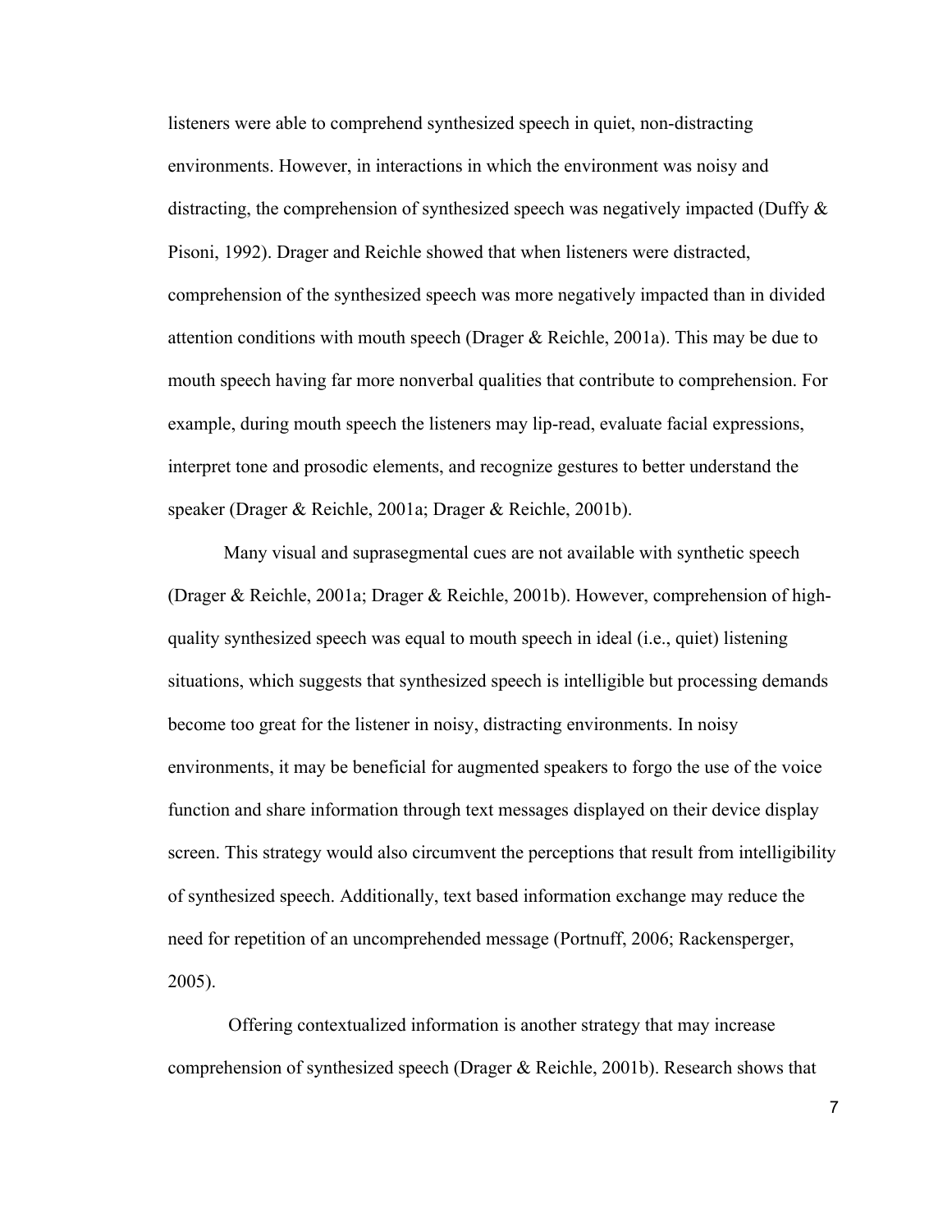listeners were able to comprehend synthesized speech in quiet, non-distracting environments. However, in interactions in which the environment was noisy and distracting, the comprehension of synthesized speech was negatively impacted (Duffy & Pisoni, 1992). Drager and Reichle showed that when listeners were distracted, comprehension of the synthesized speech was more negatively impacted than in divided attention conditions with mouth speech (Drager & Reichle, 2001a). This may be due to mouth speech having far more nonverbal qualities that contribute to comprehension. For example, during mouth speech the listeners may lip-read, evaluate facial expressions, interpret tone and prosodic elements, and recognize gestures to better understand the speaker (Drager & Reichle, 2001a; Drager & Reichle, 2001b).

Many visual and suprasegmental cues are not available with synthetic speech (Drager & Reichle, 2001a; Drager & Reichle, 2001b). However, comprehension of high-quality synthesized speech was equal to mouth speech in ideal (i.e., quiet) listening situations, which suggests that synthesized speech is intelligible but processing demands become too great for the listener in noisy, distracting environments. In noisy environments, it may be beneficial for augmented speakers to forgo the use of the voice function and share information through text messages displayed on their device display screen. This strategy would also circumvent the perceptions that result from intelligibility of synthesized speech. Additionally, text based information exchange may reduce the need for repetition of an uncomprehended message (Portnuff, 2006; Rackensperger, 2005).

Offering contextualized information is another strategy that may increase comprehension of synthesized speech (Drager & Reichle, 2001b). Research shows that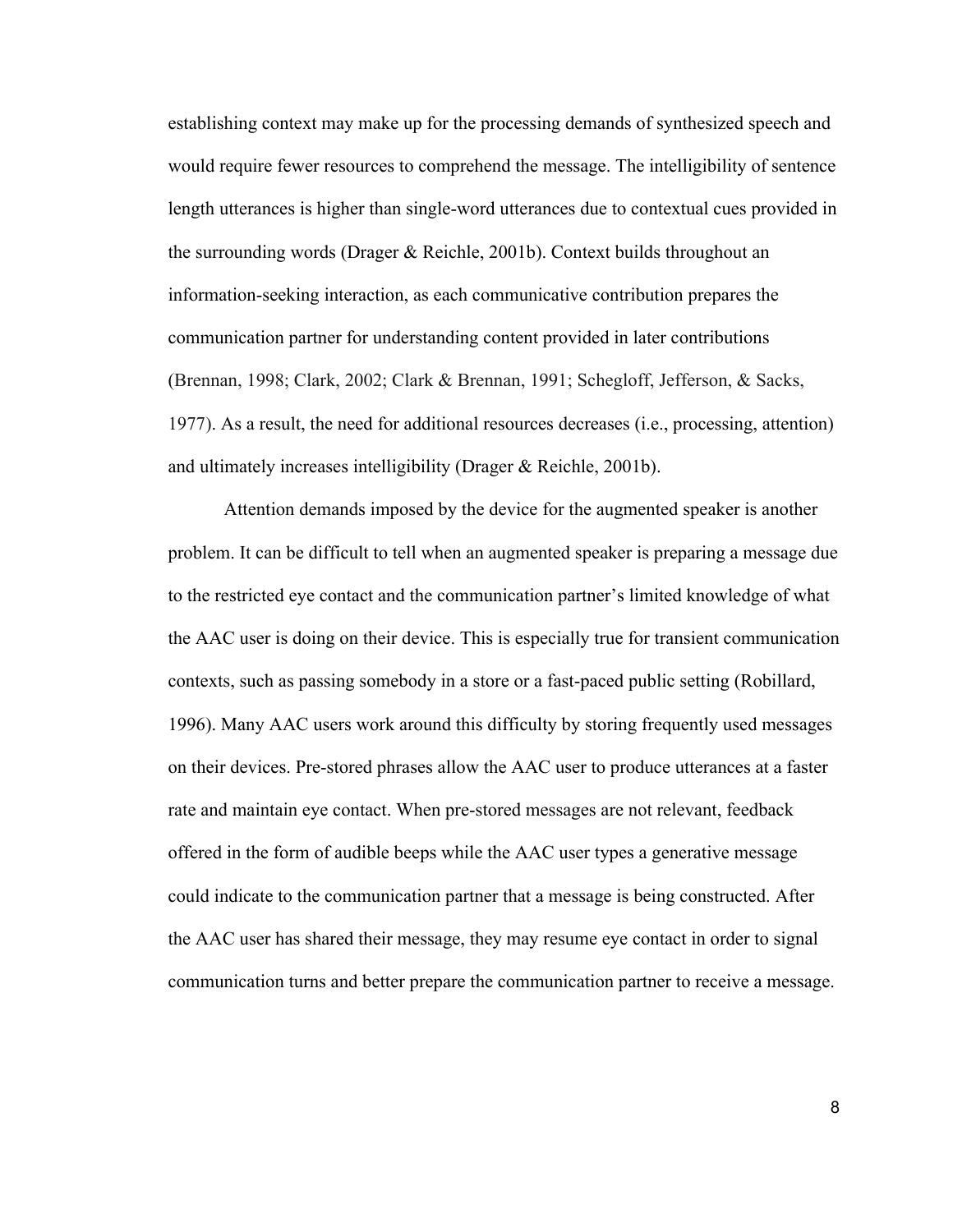establishing context may make up for the processing demands of synthesized speech and would require fewer resources to comprehend the message. The intelligibility of sentence length utterances is higher than single-word utterances due to contextual cues provided in the surrounding words (Drager & Reichle, 2001b). Context builds throughout an information-seeking interaction, as each communicative contribution prepares the communication partner for understanding content provided in later contributions (Brennan, 1998; Clark, 2002; Clark & Brennan, 1991; Schegloff, Jefferson, & Sacks, 1977). As a result, the need for additional resources decreases (i.e., processing, attention) and ultimately increases intelligibility (Drager & Reichle, 2001b).

Attention demands imposed by the device for the augmented speaker is another problem. It can be difficult to tell when an augmented speaker is preparing a message due to the restricted eye contact and the communication partner's limited knowledge of what the AAC user is doing on their device. This is especially true for transient communication contexts, such as passing somebody in a store or a fast-paced public setting (Robillard, 1996). Many AAC users work around this difficulty by storing frequently used messages on their devices. Pre-stored phrases allow the AAC user to produce utterances at a faster rate and maintain eye contact. When pre-stored messages are not relevant, feedback offered in the form of audible beeps while the AAC user types a generative message could indicate to the communication partner that a message is being constructed. After the AAC user has shared their message, they may resume eye contact in order to signal communication turns and better prepare the communication partner to receive a message.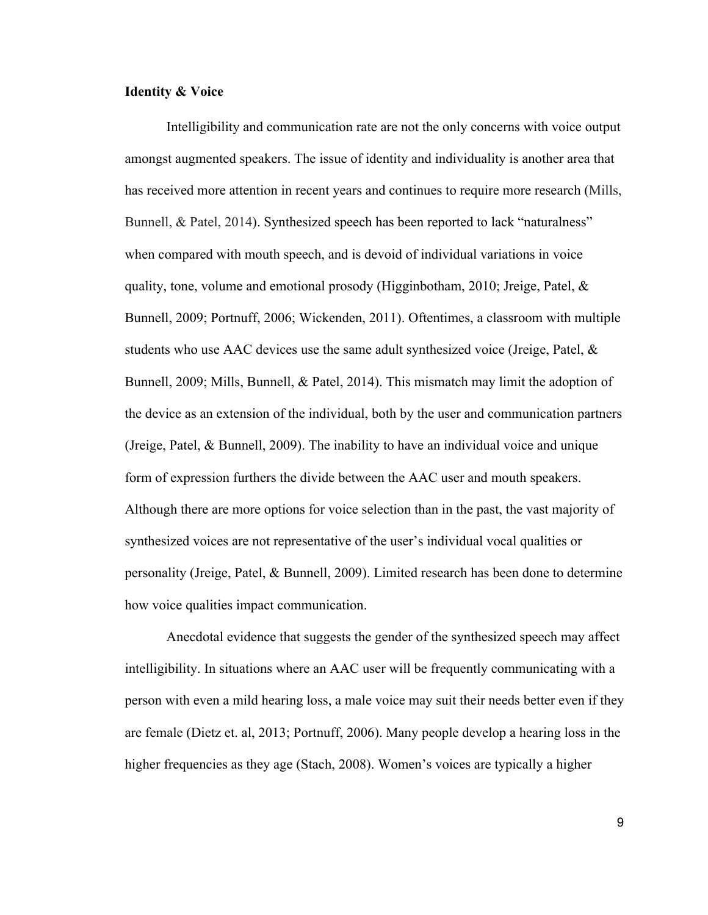**Identity & Voice**

Intelligibility and communication rate are not the only concerns with voice output amongst augmented speakers. The issue of identity and individuality is another area that has received more attention in recent years and continues to require more research (Mills, Bunnell, & Patel, 2014). Synthesized speech has been reported to lack "naturalness" when compared with mouth speech, and is devoid of individual variations in voice quality, tone, volume and emotional prosody (Higginbotham, 2010; Jreige, Patel, & Bunnell, 2009; Portnuff, 2006; Wickenden, 2011). Oftentimes, a classroom with multiple students who use AAC devices use the same adult synthesized voice (Jreige, Patel, & Bunnell, 2009; Mills, Bunnell, & Patel, 2014). This mismatch may limit the adoption of the device as an extension of the individual, both by the user and communication partners (Jreige, Patel, & Bunnell, 2009). The inability to have an individual voice and unique form of expression furthers the divide between the AAC user and mouth speakers. Although there are more options for voice selection than in the past, the vast majority of synthesized voices are not representative of the user's individual vocal qualities or personality (Jreige, Patel, & Bunnell, 2009). Limited research has been done to determine how voice qualities impact communication.

Anecdotal evidence that suggests the gender of the synthesized speech may affect intelligibility. In situations where an AAC user will be frequently communicating with a person with even a mild hearing loss, a male voice may suit their needs better even if they are female (Dietz et. al, 2013; Portnuff, 2006). Many people develop a hearing loss in the higher frequencies as they age (Stach, 2008). Women's voices are typically a higher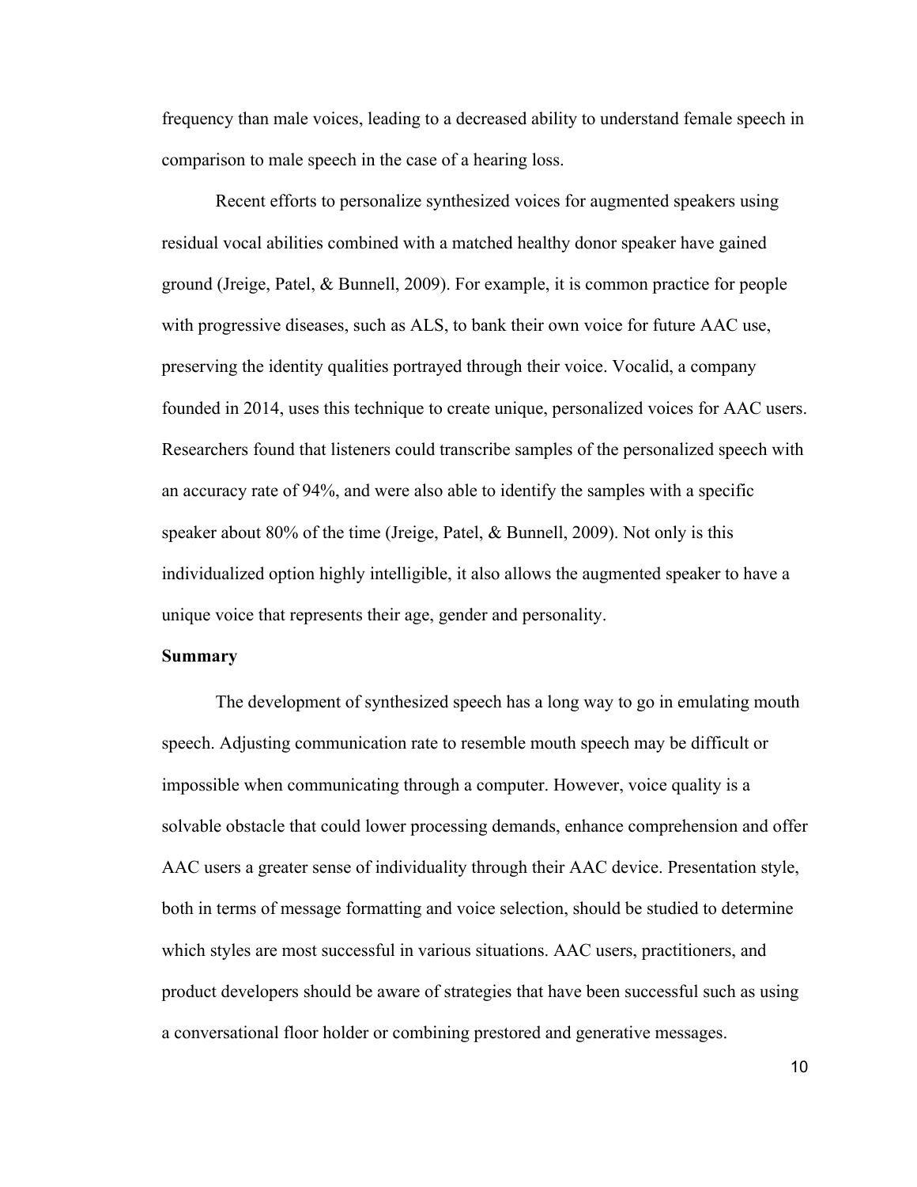frequency than male voices, leading to a decreased ability to understand female speech in comparison to male speech in the case of a hearing loss.

Recent efforts to personalize synthesized voices for augmented speakers using residual vocal abilities combined with a matched healthy donor speaker have gained ground (Jreige, Patel, & Bunnell, 2009). For example, it is common practice for people with progressive diseases, such as ALS, to bank their own voice for future AAC use, preserving the identity qualities portrayed through their voice. Vocalid, a company founded in 2014, uses this technique to create unique, personalized voices for AAC users. Researchers found that listeners could transcribe samples of the personalized speech with an accuracy rate of 94%, and were also able to identify the samples with a specific speaker about 80% of the time (Jreige, Patel, & Bunnell, 2009). Not only is this individualized option highly intelligible, it also allows the augmented speaker to have a unique voice that represents their age, gender and personality.

**Summary**

The development of synthesized speech has a long way to go in emulating mouth speech. Adjusting communication rate to resemble mouth speech may be difficult or impossible when communicating through a computer. However, voice quality is a solvable obstacle that could lower processing demands, enhance comprehension and offer AAC users a greater sense of individuality through their AAC device. Presentation style, both in terms of message formatting and voice selection, should be studied to determine which styles are most successful in various situations. AAC users, practitioners, and product developers should be aware of strategies that have been successful such as using a conversational floor holder or combining prestored and generative messages.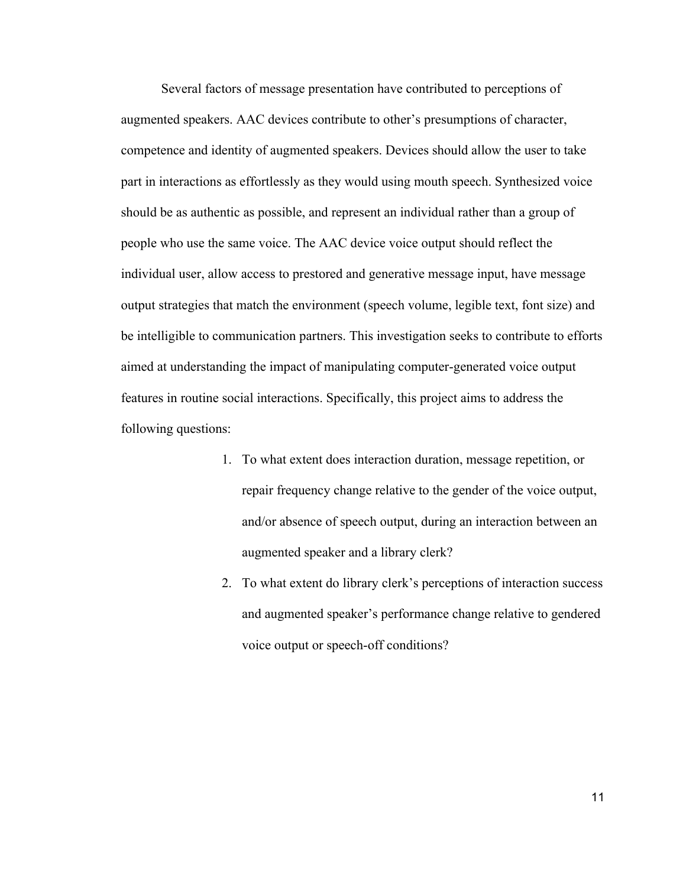Several factors of message presentation have contributed to perceptions of augmented speakers. AAC devices contribute to other's presumptions of character, competence and identity of augmented speakers. Devices should allow the user to take part in interactions as effortlessly as they would using mouth speech. Synthesized voice should be as authentic as possible, and represent an individual rather than a group of people who use the same voice. The AAC device voice output should reflect the individual user, allow access to prestored and generative message input, have message output strategies that match the environment (speech volume, legible text, font size) and be intelligible to communication partners. This investigation seeks to contribute to efforts aimed at understanding the impact of manipulating computer-generated voice output features in routine social interactions. Specifically, this project aims to address the following questions:

1. To what extent does interaction duration, message repetition, or repair frequency change relative to the gender of the voice output, and/or absence of speech output, during an interaction between an augmented speaker and a library clerk?
2. To what extent do library clerk's perceptions of interaction success and augmented speaker's performance change relative to gendered voice output or speech-off conditions?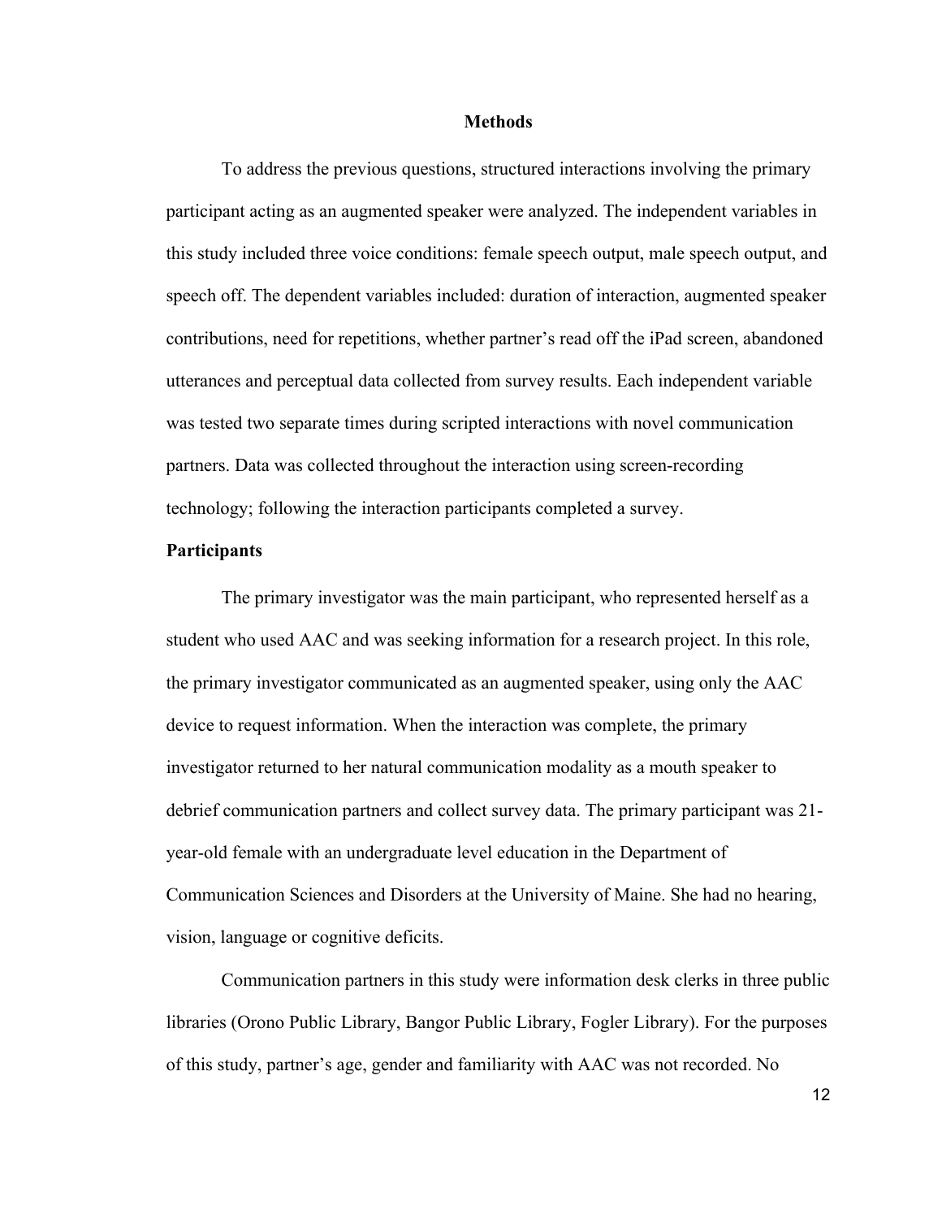## Methods

To address the previous questions, structured interactions involving the primary participant acting as an augmented speaker were analyzed. The independent variables in this study included three voice conditions: female speech output, male speech output, and speech off. The dependent variables included: duration of interaction, augmented speaker contributions, need for repetitions, whether partner's read off the iPad screen, abandoned utterances and perceptual data collected from survey results. Each independent variable was tested two separate times during scripted interactions with novel communication partners. Data was collected throughout the interaction using screen-recording technology; following the interaction participants completed a survey.

### Participants

The primary investigator was the main participant, who represented herself as a student who used AAC and was seeking information for a research project. In this role, the primary investigator communicated as an augmented speaker, using only the AAC device to request information. When the interaction was complete, the primary investigator returned to her natural communication modality as a mouth speaker to debrief communication partners and collect survey data. The primary participant was 21-year-old female with an undergraduate level education in the Department of Communication Sciences and Disorders at the University of Maine. She had no hearing, vision, language or cognitive deficits.

Communication partners in this study were information desk clerks in three public libraries (Orono Public Library, Bangor Public Library, Fogler Library). For the purposes of this study, partner's age, gender and familiarity with AAC was not recorded. No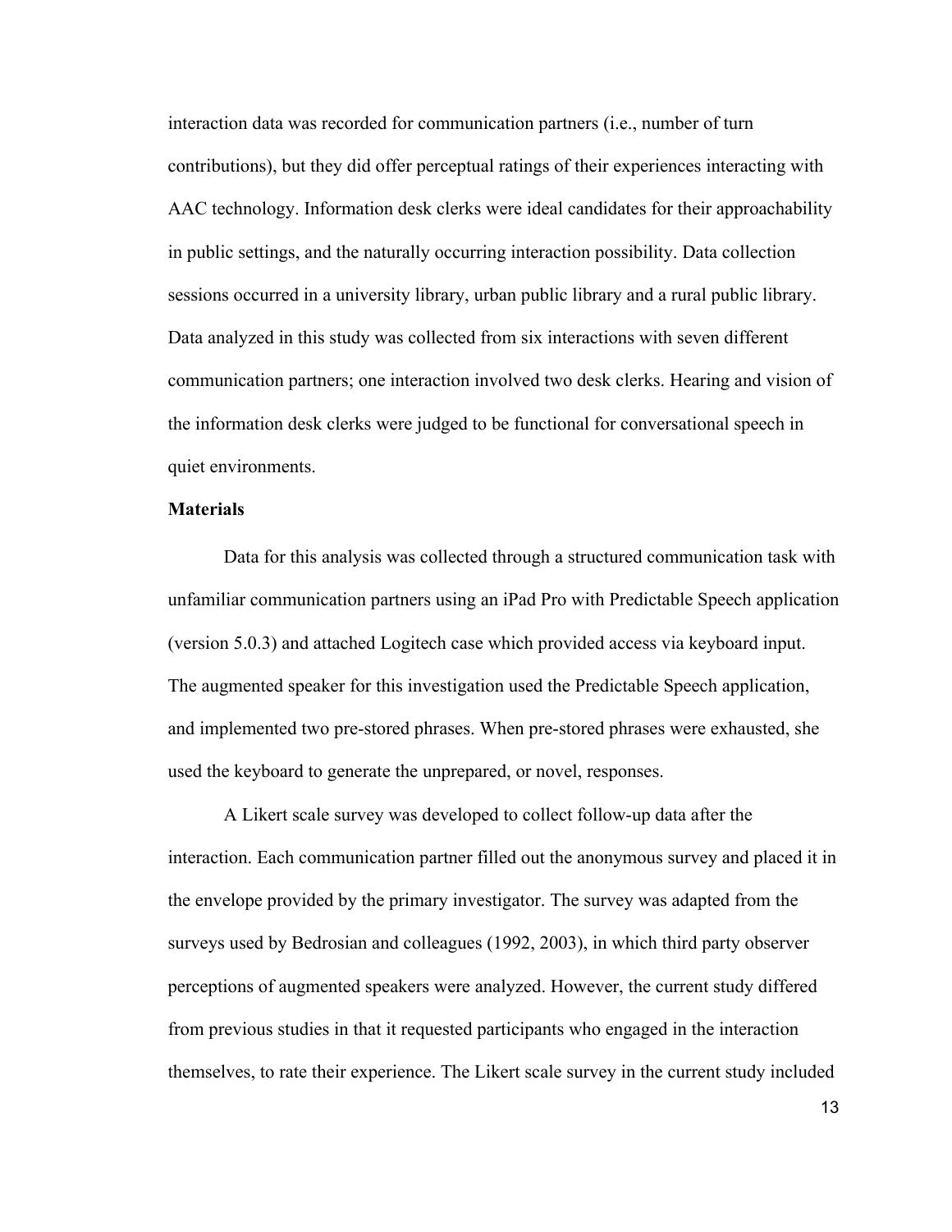interaction data was recorded for communication partners (i.e., number of turn contributions), but they did offer perceptual ratings of their experiences interacting with AAC technology. Information desk clerks were ideal candidates for their approachability in public settings, and the naturally occurring interaction possibility. Data collection sessions occurred in a university library, urban public library and a rural public library. Data analyzed in this study was collected from six interactions with seven different communication partners; one interaction involved two desk clerks. Hearing and vision of the information desk clerks were judged to be functional for conversational speech in quiet environments.

**Materials**

Data for this analysis was collected through a structured communication task with unfamiliar communication partners using an iPad Pro with Predictable Speech application (version 5.0.3) and attached Logitech case which provided access via keyboard input. The augmented speaker for this investigation used the Predictable Speech application, and implemented two pre-stored phrases. When pre-stored phrases were exhausted, she used the keyboard to generate the unprepared, or novel, responses.

A Likert scale survey was developed to collect follow-up data after the interaction. Each communication partner filled out the anonymous survey and placed it in the envelope provided by the primary investigator. The survey was adapted from the surveys used by Bedrosian and colleagues (1992, 2003), in which third party observer perceptions of augmented speakers were analyzed. However, the current study differed from previous studies in that it requested participants who engaged in the interaction themselves, to rate their experience. The Likert scale survey in the current study included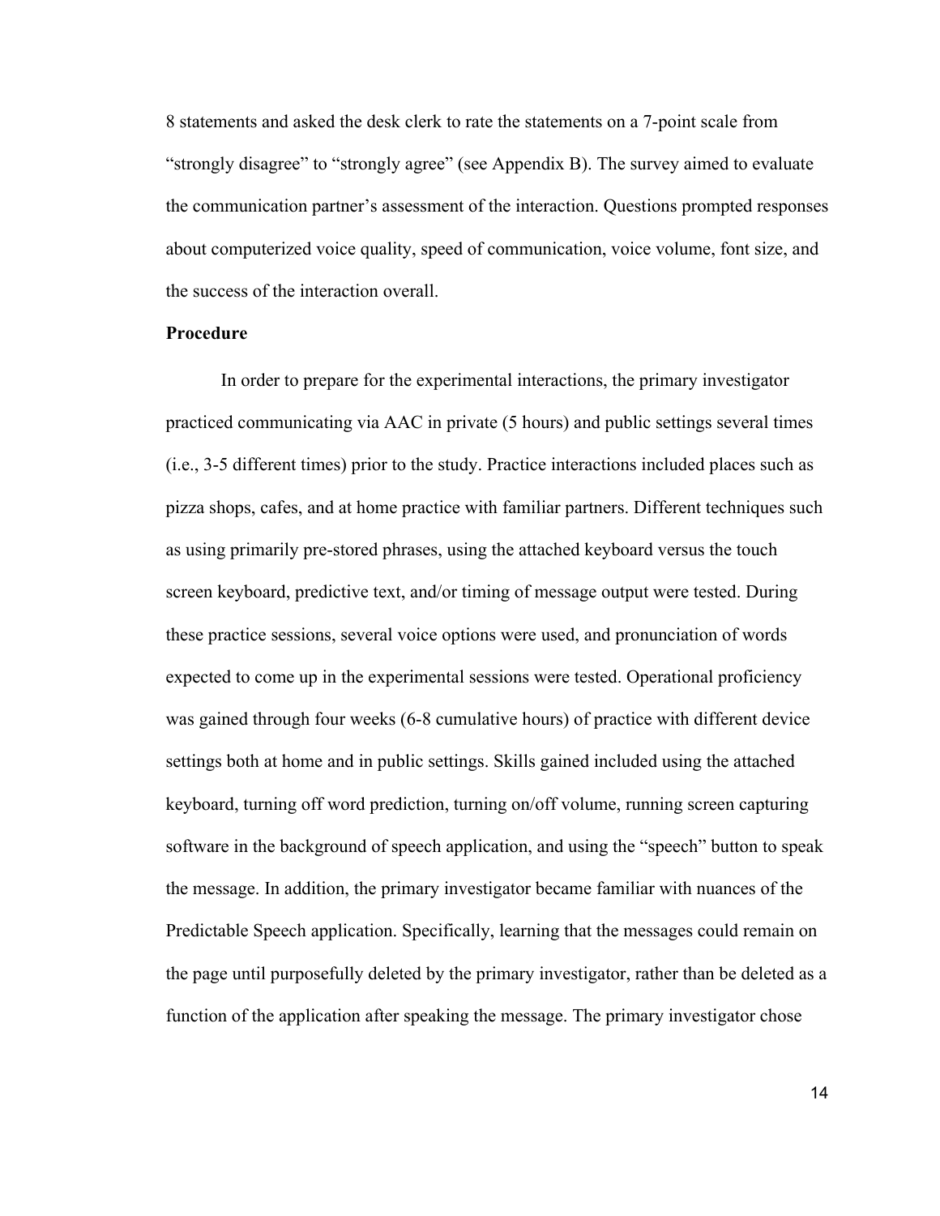8 statements and asked the desk clerk to rate the statements on a 7-point scale from "strongly disagree" to "strongly agree" (see Appendix B). The survey aimed to evaluate the communication partner's assessment of the interaction. Questions prompted responses about computerized voice quality, speed of communication, voice volume, font size, and the success of the interaction overall.

**Procedure**

In order to prepare for the experimental interactions, the primary investigator practiced communicating via AAC in private (5 hours) and public settings several times (i.e., 3-5 different times) prior to the study. Practice interactions included places such as pizza shops, cafes, and at home practice with familiar partners. Different techniques such as using primarily pre-stored phrases, using the attached keyboard versus the touch screen keyboard, predictive text, and/or timing of message output were tested. During these practice sessions, several voice options were used, and pronunciation of words expected to come up in the experimental sessions were tested. Operational proficiency was gained through four weeks (6-8 cumulative hours) of practice with different device settings both at home and in public settings. Skills gained included using the attached keyboard, turning off word prediction, turning on/off volume, running screen capturing software in the background of speech application, and using the "speech" button to speak the message. In addition, the primary investigator became familiar with nuances of the Predictable Speech application. Specifically, learning that the messages could remain on the page until purposefully deleted by the primary investigator, rather than be deleted as a function of the application after speaking the message. The primary investigator chose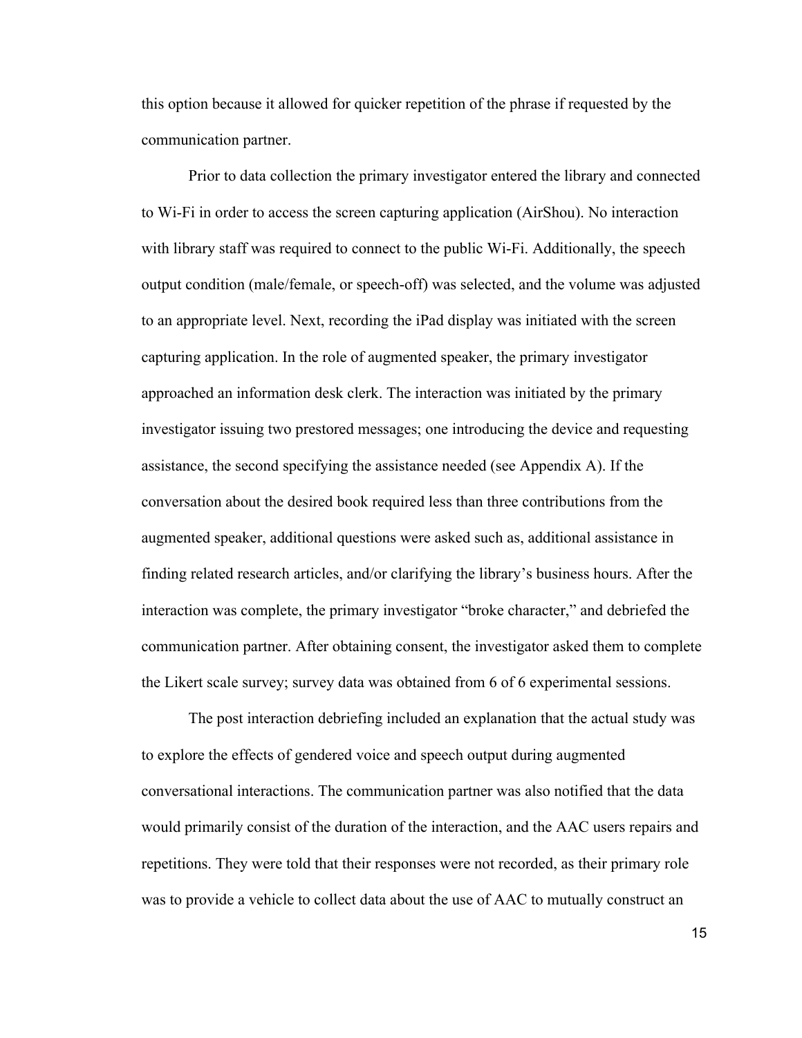this option because it allowed for quicker repetition of the phrase if requested by the communication partner.

Prior to data collection the primary investigator entered the library and connected to Wi-Fi in order to access the screen capturing application (AirShou). No interaction with library staff was required to connect to the public Wi-Fi. Additionally, the speech output condition (male/female, or speech-off) was selected, and the volume was adjusted to an appropriate level. Next, recording the iPad display was initiated with the screen capturing application. In the role of augmented speaker, the primary investigator approached an information desk clerk. The interaction was initiated by the primary investigator issuing two prestored messages; one introducing the device and requesting assistance, the second specifying the assistance needed (see Appendix A). If the conversation about the desired book required less than three contributions from the augmented speaker, additional questions were asked such as, additional assistance in finding related research articles, and/or clarifying the library's business hours. After the interaction was complete, the primary investigator "broke character," and debriefed the communication partner. After obtaining consent, the investigator asked them to complete the Likert scale survey; survey data was obtained from 6 of 6 experimental sessions.

The post interaction debriefing included an explanation that the actual study was to explore the effects of gendered voice and speech output during augmented conversational interactions. The communication partner was also notified that the data would primarily consist of the duration of the interaction, and the AAC users repairs and repetitions. They were told that their responses were not recorded, as their primary role was to provide a vehicle to collect data about the use of AAC to mutually construct an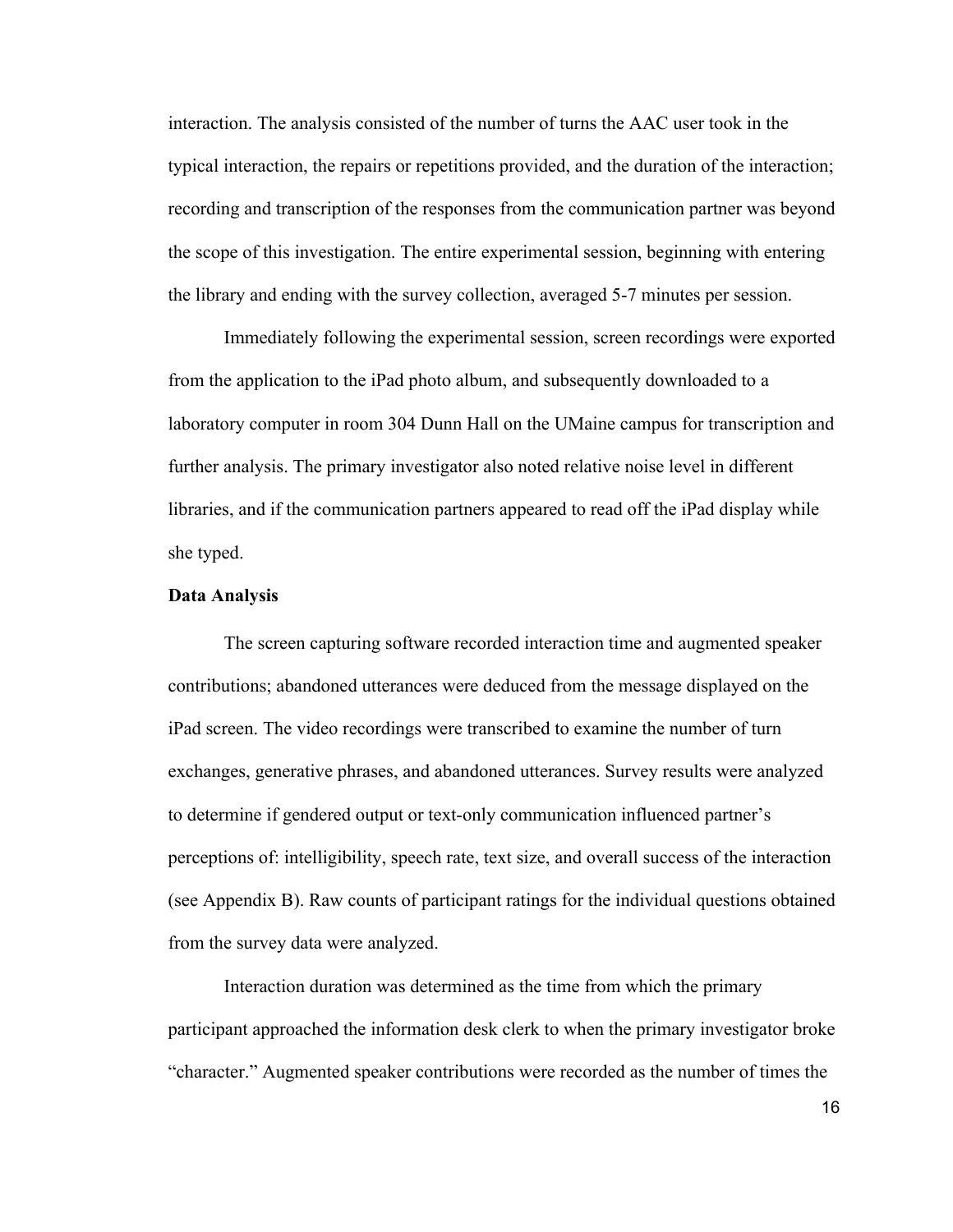interaction. The analysis consisted of the number of turns the AAC user took in the typical interaction, the repairs or repetitions provided, and the duration of the interaction; recording and transcription of the responses from the communication partner was beyond the scope of this investigation. The entire experimental session, beginning with entering the library and ending with the survey collection, averaged 5-7 minutes per session.

Immediately following the experimental session, screen recordings were exported from the application to the iPad photo album, and subsequently downloaded to a laboratory computer in room 304 Dunn Hall on the UMaine campus for transcription and further analysis. The primary investigator also noted relative noise level in different libraries, and if the communication partners appeared to read off the iPad display while she typed.

**Data Analysis**

The screen capturing software recorded interaction time and augmented speaker contributions; abandoned utterances were deduced from the message displayed on the iPad screen. The video recordings were transcribed to examine the number of turn exchanges, generative phrases, and abandoned utterances. Survey results were analyzed to determine if gendered output or text-only communication influenced partner's perceptions of: intelligibility, speech rate, text size, and overall success of the interaction (see Appendix B). Raw counts of participant ratings for the individual questions obtained from the survey data were analyzed.

Interaction duration was determined as the time from which the primary participant approached the information desk clerk to when the primary investigator broke "character." Augmented speaker contributions were recorded as the number of times the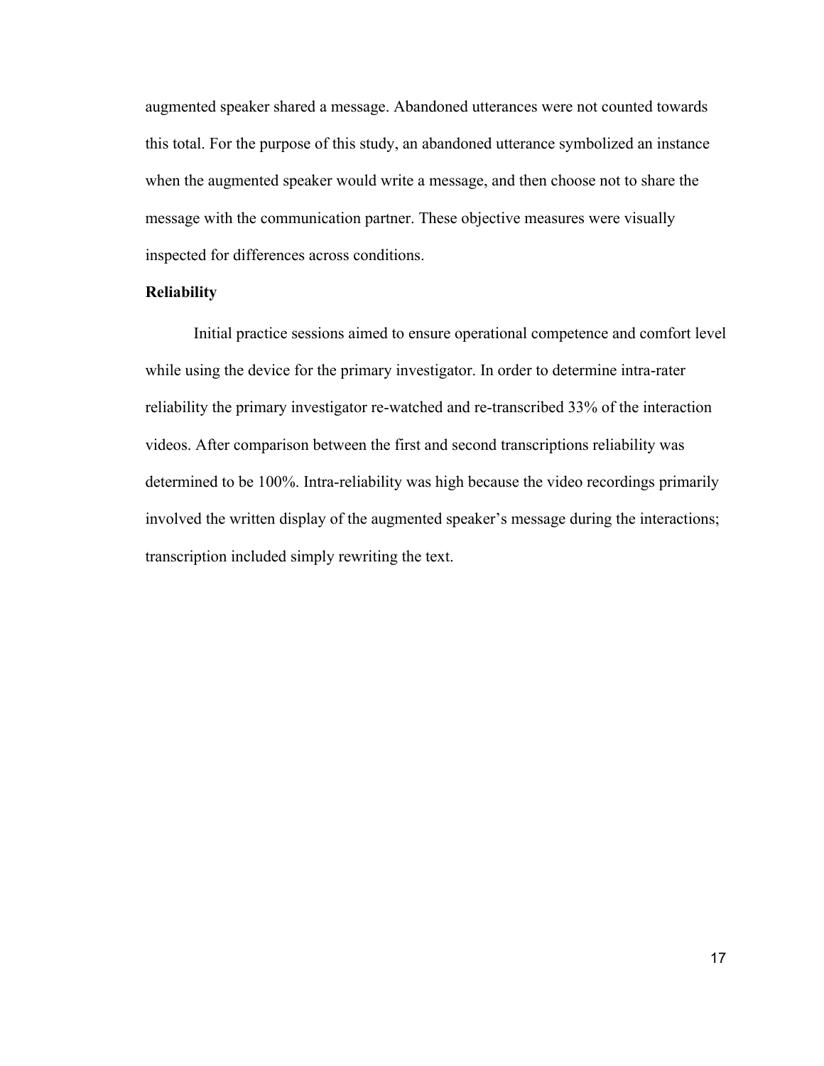augmented speaker shared a message. Abandoned utterances were not counted towards this total. For the purpose of this study, an abandoned utterance symbolized an instance when the augmented speaker would write a message, and then choose not to share the message with the communication partner. These objective measures were visually inspected for differences across conditions.

**Reliability**

Initial practice sessions aimed to ensure operational competence and comfort level while using the device for the primary investigator. In order to determine intra-rater reliability the primary investigator re-watched and re-transcribed 33% of the interaction videos. After comparison between the first and second transcriptions reliability was determined to be 100%. Intra-reliability was high because the video recordings primarily involved the written display of the augmented speaker's message during the interactions; transcription included simply rewriting the text.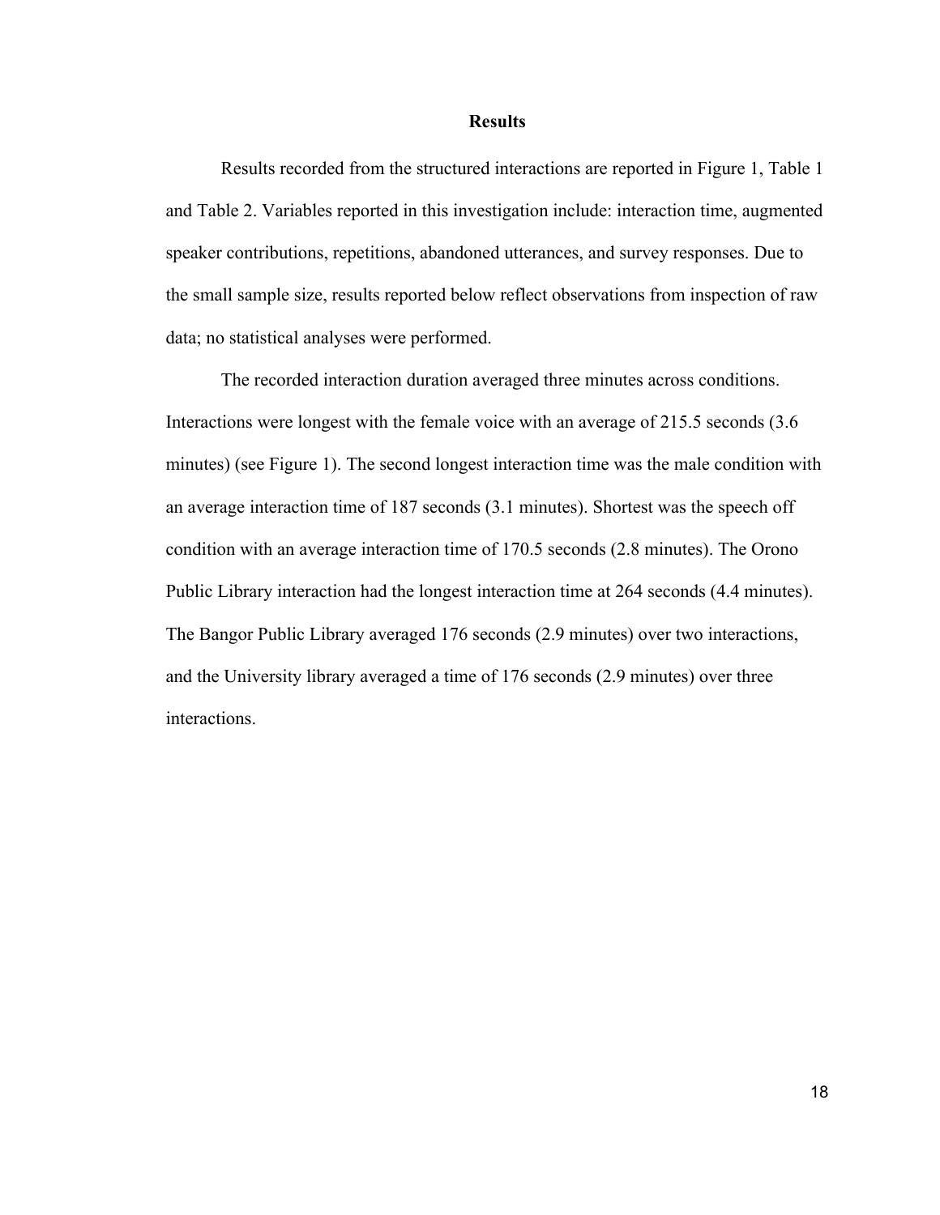## Results

Results recorded from the structured interactions are reported in Figure 1, Table 1 and Table 2. Variables reported in this investigation include: interaction time, augmented speaker contributions, repetitions, abandoned utterances, and survey responses. Due to the small sample size, results reported below reflect observations from inspection of raw data; no statistical analyses were performed.

The recorded interaction duration averaged three minutes across conditions. Interactions were longest with the female voice with an average of 215.5 seconds (3.6 minutes) (see Figure 1). The second longest interaction time was the male condition with an average interaction time of 187 seconds (3.1 minutes). Shortest was the speech off condition with an average interaction time of 170.5 seconds (2.8 minutes). The Orono Public Library interaction had the longest interaction time at 264 seconds (4.4 minutes). The Bangor Public Library averaged 176 seconds (2.9 minutes) over two interactions, and the University library averaged a time of 176 seconds (2.9 minutes) over three interactions.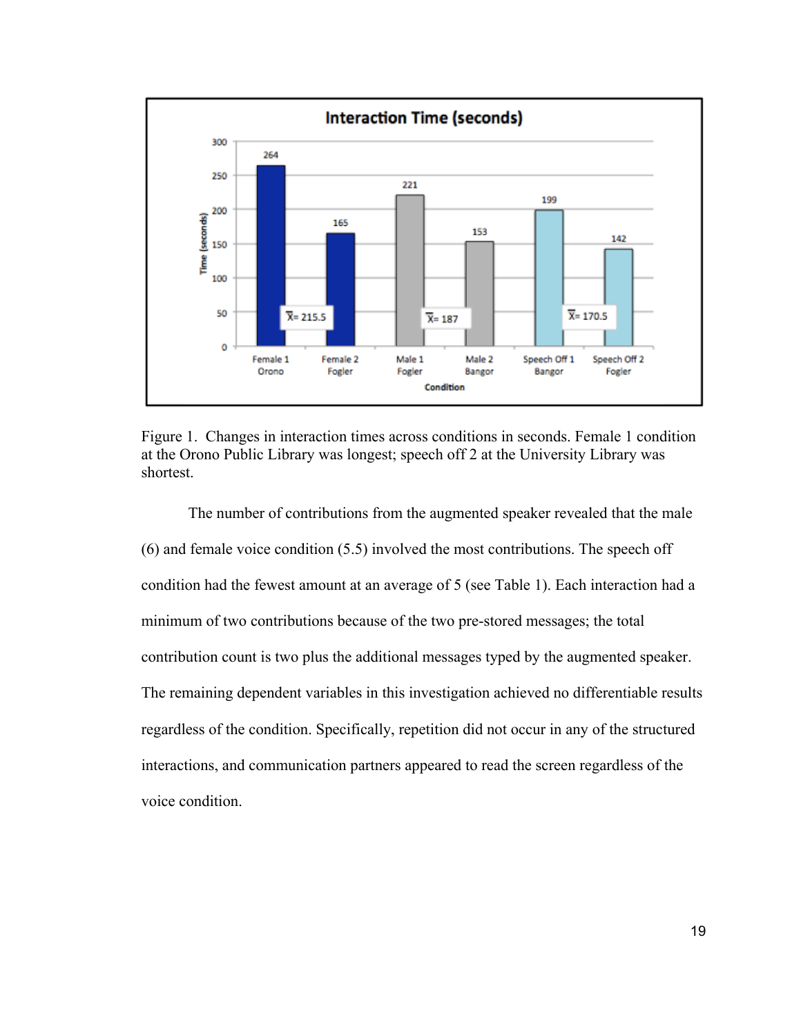Figure 1. Changes in interaction times across conditions in seconds. Female 1 condition at the Orono Public Library was longest; speech off 2 at the University Library was shortest.

The number of contributions from the augmented speaker revealed that the male (6) and female voice condition (5.5) involved the most contributions. The speech off condition had the fewest amount at an average of 5 (see Table 1). Each interaction had a minimum of two contributions because of the two pre-stored messages; the total contribution count is two plus the additional messages typed by the augmented speaker. The remaining dependent variables in this investigation achieved no differentiable results regardless of the condition. Specifically, repetition did not occur in any of the structured interactions, and communication partners appeared to read the screen regardless of the voice condition.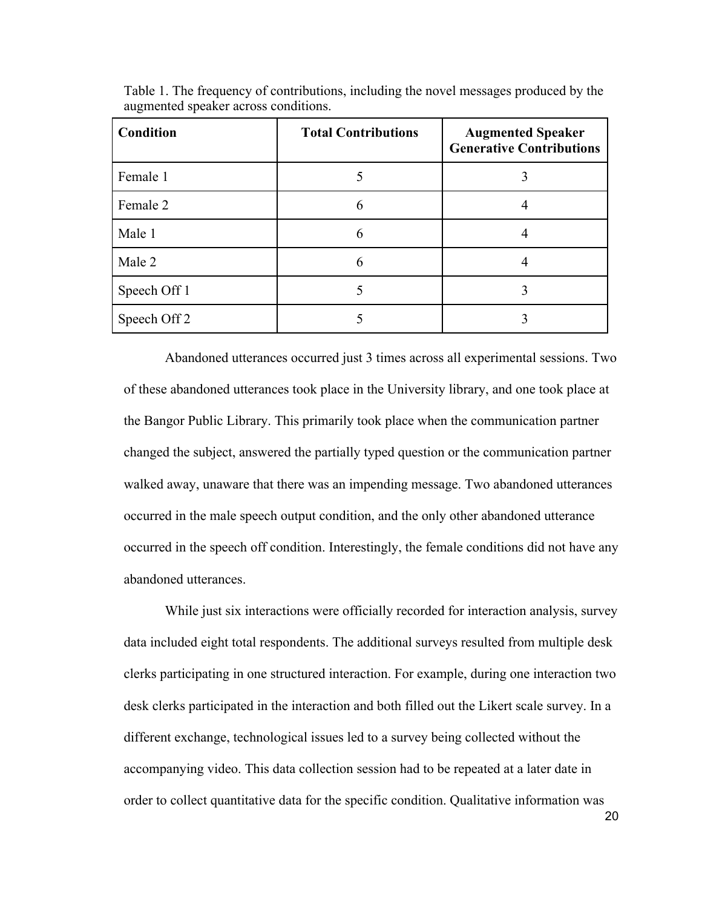Table 1. The frequency of contributions, including the novel messages produced by the augmented speaker across conditions.

| Condition | Total Contributions | Augmented Speaker Generative Contributions |
|---|---|---|
| Female 1 | 5 | 3 |
| Female 2 | 6 | 4 |
| Male 1 | 6 | 4 |
| Male 2 | 6 | 4 |
| Speech Off 1 | 5 | 3 |
| Speech Off 2 | 5 | 3 |

Abandoned utterances occurred just 3 times across all experimental sessions. Two of these abandoned utterances took place in the University library, and one took place at the Bangor Public Library. This primarily took place when the communication partner changed the subject, answered the partially typed question or the communication partner walked away, unaware that there was an impending message. Two abandoned utterances occurred in the male speech output condition, and the only other abandoned utterance occurred in the speech off condition. Interestingly, the female conditions did not have any abandoned utterances.

While just six interactions were officially recorded for interaction analysis, survey data included eight total respondents. The additional surveys resulted from multiple desk clerks participating in one structured interaction. For example, during one interaction two desk clerks participated in the interaction and both filled out the Likert scale survey. In a different exchange, technological issues led to a survey being collected without the accompanying video. This data collection session had to be repeated at a later date in order to collect quantitative data for the specific condition. Qualitative information was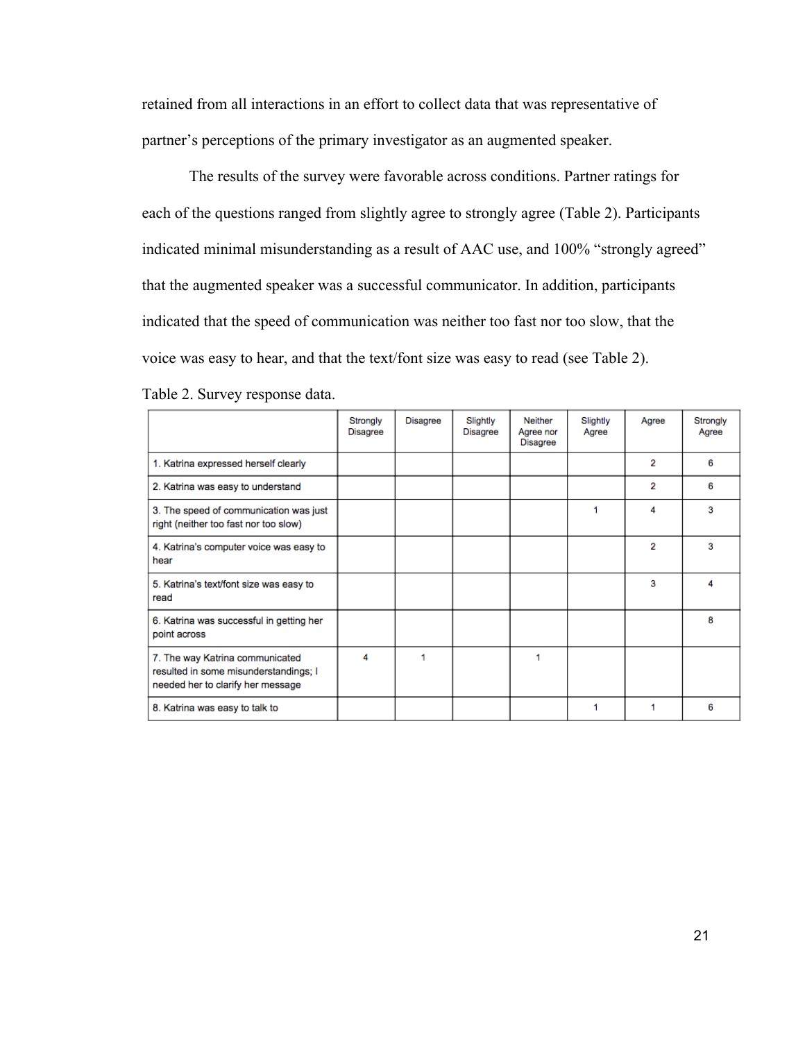retained from all interactions in an effort to collect data that was representative of partner's perceptions of the primary investigator as an augmented speaker.

The results of the survey were favorable across conditions. Partner ratings for each of the questions ranged from slightly agree to strongly agree (Table 2). Participants indicated minimal misunderstanding as a result of AAC use, and 100% "strongly agreed" that the augmented speaker was a successful communicator. In addition, participants indicated that the speed of communication was neither too fast nor too slow, that the voice was easy to hear, and that the text/font size was easy to read (see Table 2).

Table 2. Survey response data.

| | Strongly Disagree | Disagree | Slightly Disagree | Neither Agree nor Disagree | Slightly Agree | Agree | Strongly Agree |
|---|---|---|---|---|---|---|---|
| 1. Katrina expressed herself clearly | | | | | | 2 | 6 |
| 2. Katrina was easy to understand | | | | | | 2 | 6 |
| 3. The speed of communication was just right (neither too fast nor too slow) | | | | | 1 | 4 | 3 |
| 4. Katrina's computer voice was easy to hear | | | | | | 2 | 3 |
| 5. Katrina's text/font size was easy to read | | | | | | 3 | 4 |
| 6. Katrina was successful in getting her point across | | | | | | | 8 |
| 7. The way Katrina communicated resulted in some misunderstandings; I needed her to clarify her message | 4 | 1 | | 1 | | | |
| 8. Katrina was easy to talk to | | | | | 1 | 1 | 6 |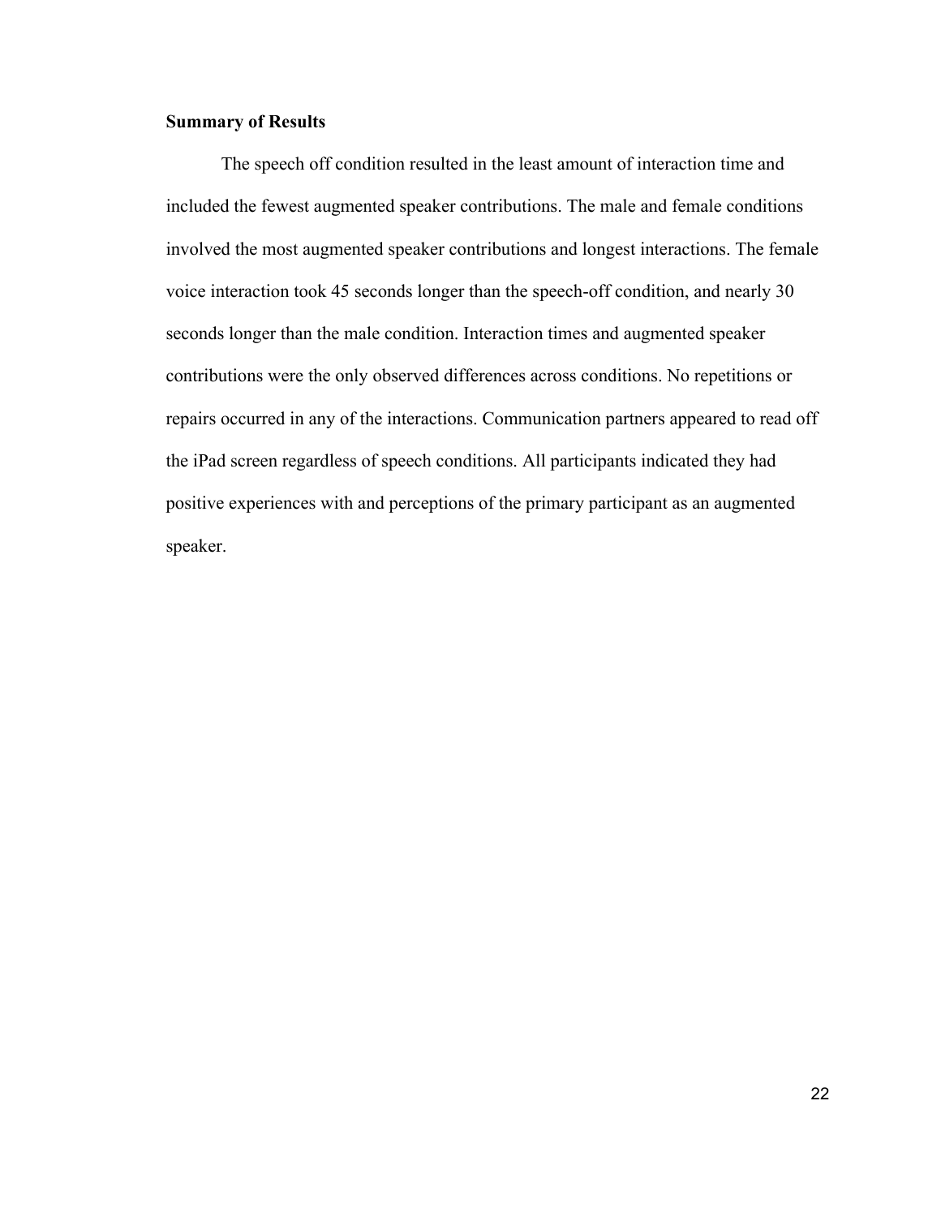**Summary of Results**

The speech off condition resulted in the least amount of interaction time and included the fewest augmented speaker contributions. The male and female conditions involved the most augmented speaker contributions and longest interactions. The female voice interaction took 45 seconds longer than the speech-off condition, and nearly 30 seconds longer than the male condition. Interaction times and augmented speaker contributions were the only observed differences across conditions. No repetitions or repairs occurred in any of the interactions. Communication partners appeared to read off the iPad screen regardless of speech conditions. All participants indicated they had positive experiences with and perceptions of the primary participant as an augmented speaker.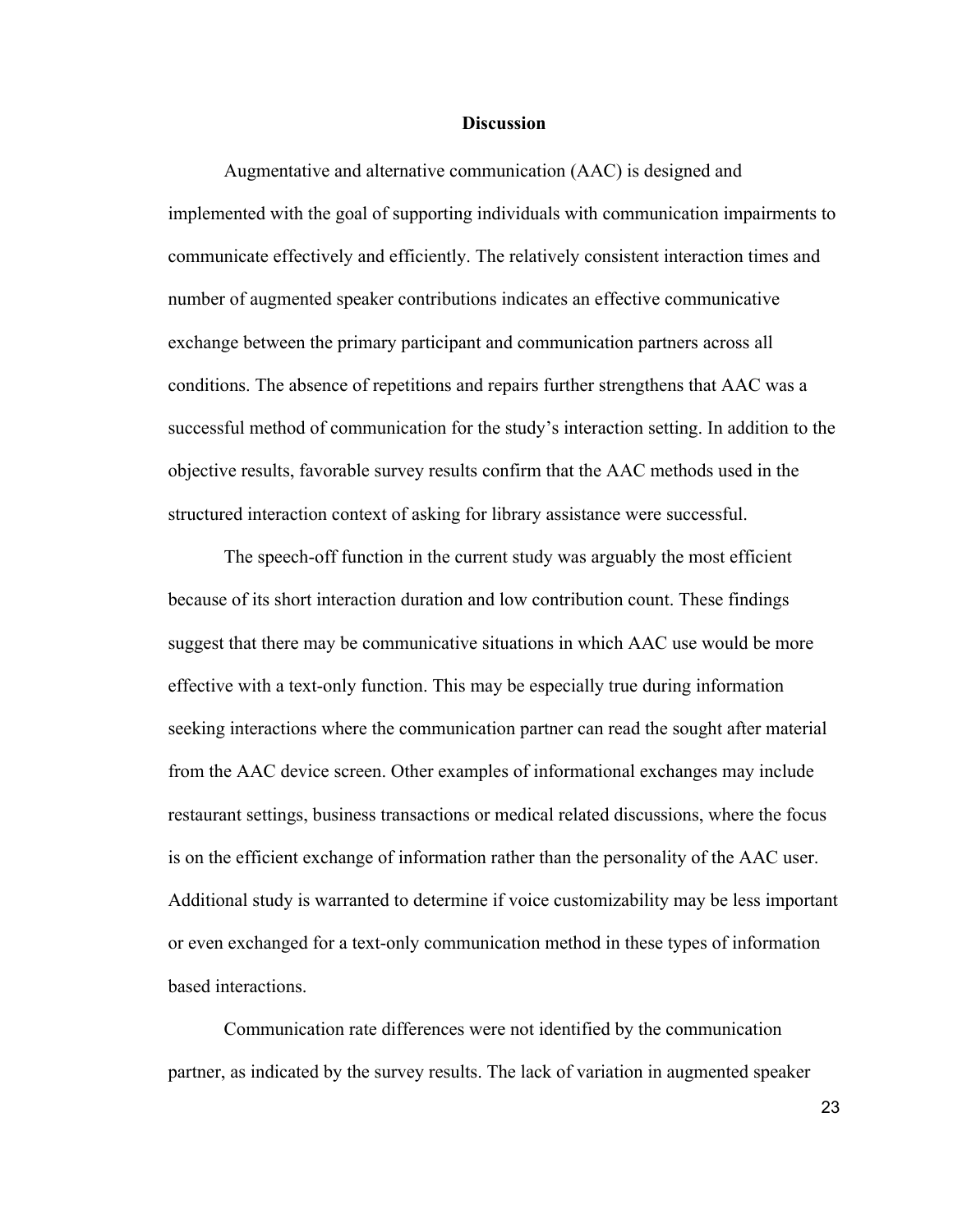## Discussion

Augmentative and alternative communication (AAC) is designed and implemented with the goal of supporting individuals with communication impairments to communicate effectively and efficiently. The relatively consistent interaction times and number of augmented speaker contributions indicates an effective communicative exchange between the primary participant and communication partners across all conditions. The absence of repetitions and repairs further strengthens that AAC was a successful method of communication for the study's interaction setting. In addition to the objective results, favorable survey results confirm that the AAC methods used in the structured interaction context of asking for library assistance were successful.

The speech-off function in the current study was arguably the most efficient because of its short interaction duration and low contribution count. These findings suggest that there may be communicative situations in which AAC use would be more effective with a text-only function. This may be especially true during information seeking interactions where the communication partner can read the sought after material from the AAC device screen. Other examples of informational exchanges may include restaurant settings, business transactions or medical related discussions, where the focus is on the efficient exchange of information rather than the personality of the AAC user. Additional study is warranted to determine if voice customizability may be less important or even exchanged for a text-only communication method in these types of information based interactions.

Communication rate differences were not identified by the communication partner, as indicated by the survey results. The lack of variation in augmented speaker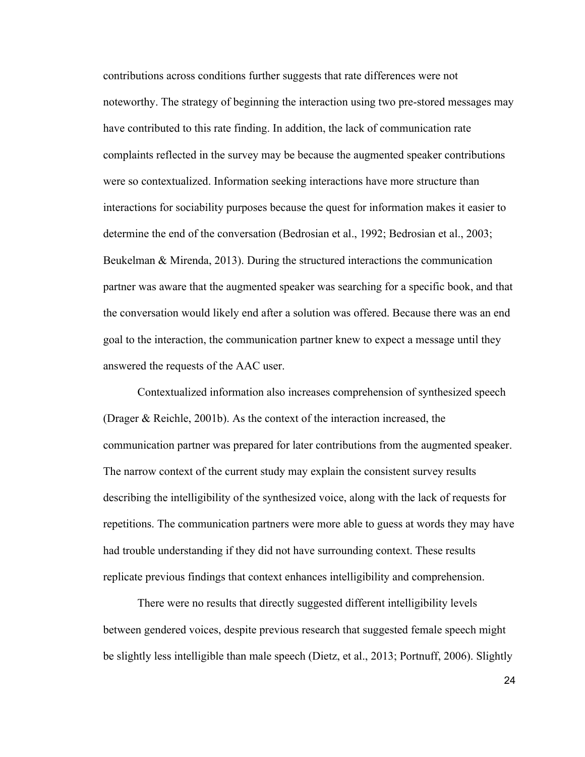contributions across conditions further suggests that rate differences were not noteworthy. The strategy of beginning the interaction using two pre-stored messages may have contributed to this rate finding. In addition, the lack of communication rate complaints reflected in the survey may be because the augmented speaker contributions were so contextualized. Information seeking interactions have more structure than interactions for sociability purposes because the quest for information makes it easier to determine the end of the conversation (Bedrosian et al., 1992; Bedrosian et al., 2003; Beukelman & Mirenda, 2013). During the structured interactions the communication partner was aware that the augmented speaker was searching for a specific book, and that the conversation would likely end after a solution was offered. Because there was an end goal to the interaction, the communication partner knew to expect a message until they answered the requests of the AAC user.

Contextualized information also increases comprehension of synthesized speech (Drager & Reichle, 2001b). As the context of the interaction increased, the communication partner was prepared for later contributions from the augmented speaker. The narrow context of the current study may explain the consistent survey results describing the intelligibility of the synthesized voice, along with the lack of requests for repetitions. The communication partners were more able to guess at words they may have had trouble understanding if they did not have surrounding context. These results replicate previous findings that context enhances intelligibility and comprehension.

There were no results that directly suggested different intelligibility levels between gendered voices, despite previous research that suggested female speech might be slightly less intelligible than male speech (Dietz, et al., 2013; Portnuff, 2006). Slightly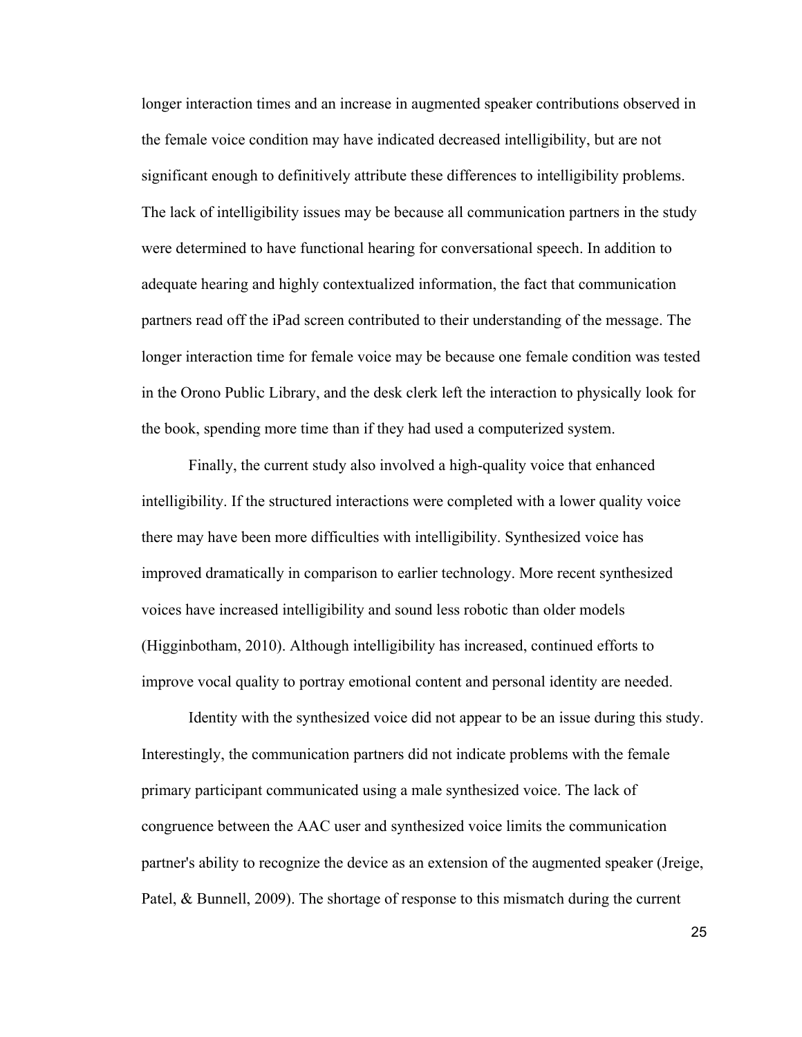longer interaction times and an increase in augmented speaker contributions observed in the female voice condition may have indicated decreased intelligibility, but are not significant enough to definitively attribute these differences to intelligibility problems. The lack of intelligibility issues may be because all communication partners in the study were determined to have functional hearing for conversational speech. In addition to adequate hearing and highly contextualized information, the fact that communication partners read off the iPad screen contributed to their understanding of the message. The longer interaction time for female voice may be because one female condition was tested in the Orono Public Library, and the desk clerk left the interaction to physically look for the book, spending more time than if they had used a computerized system.

Finally, the current study also involved a high-quality voice that enhanced intelligibility. If the structured interactions were completed with a lower quality voice there may have been more difficulties with intelligibility. Synthesized voice has improved dramatically in comparison to earlier technology. More recent synthesized voices have increased intelligibility and sound less robotic than older models (Higginbotham, 2010). Although intelligibility has increased, continued efforts to improve vocal quality to portray emotional content and personal identity are needed.

Identity with the synthesized voice did not appear to be an issue during this study. Interestingly, the communication partners did not indicate problems with the female primary participant communicated using a male synthesized voice. The lack of congruence between the AAC user and synthesized voice limits the communication partner's ability to recognize the device as an extension of the augmented speaker (Jreige, Patel, & Bunnell, 2009). The shortage of response to this mismatch during the current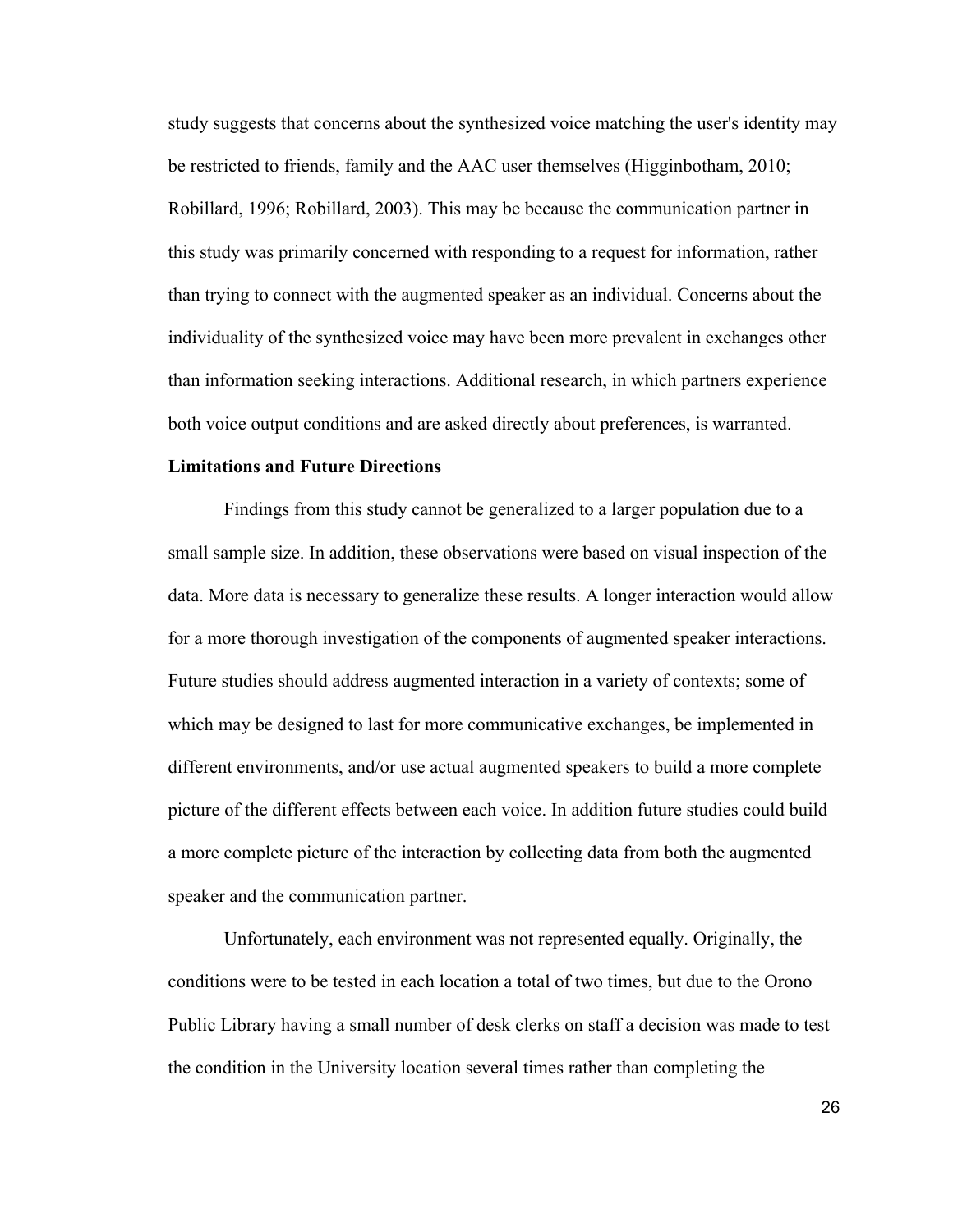study suggests that concerns about the synthesized voice matching the user's identity may be restricted to friends, family and the AAC user themselves (Higginbotham, 2010; Robillard, 1996; Robillard, 2003). This may be because the communication partner in this study was primarily concerned with responding to a request for information, rather than trying to connect with the augmented speaker as an individual. Concerns about the individuality of the synthesized voice may have been more prevalent in exchanges other than information seeking interactions. Additional research, in which partners experience both voice output conditions and are asked directly about preferences, is warranted.

**Limitations and Future Directions**

Findings from this study cannot be generalized to a larger population due to a small sample size. In addition, these observations were based on visual inspection of the data. More data is necessary to generalize these results. A longer interaction would allow for a more thorough investigation of the components of augmented speaker interactions. Future studies should address augmented interaction in a variety of contexts; some of which may be designed to last for more communicative exchanges, be implemented in different environments, and/or use actual augmented speakers to build a more complete picture of the different effects between each voice. In addition future studies could build a more complete picture of the interaction by collecting data from both the augmented speaker and the communication partner.

Unfortunately, each environment was not represented equally. Originally, the conditions were to be tested in each location a total of two times, but due to the Orono Public Library having a small number of desk clerks on staff a decision was made to test the condition in the University location several times rather than completing the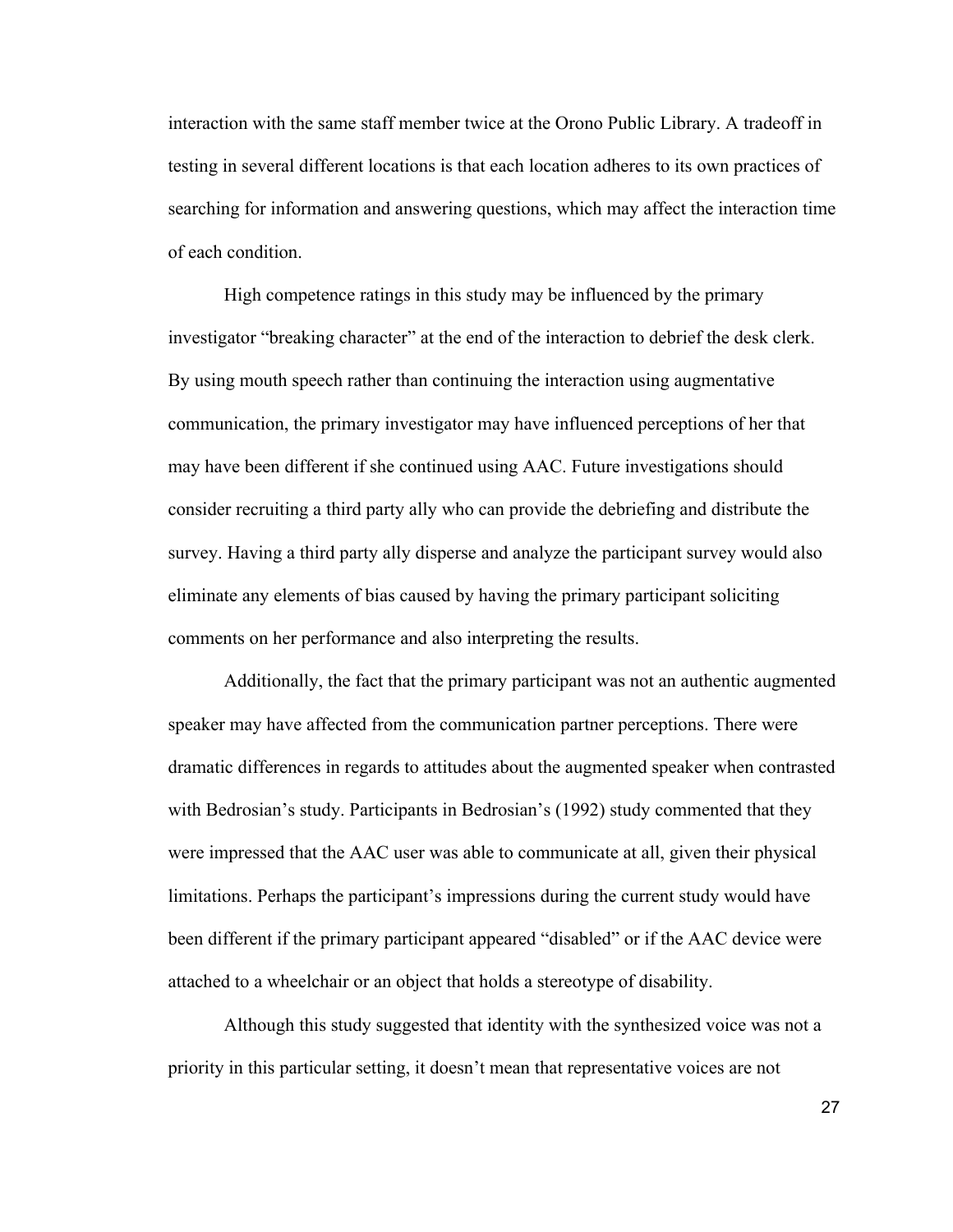interaction with the same staff member twice at the Orono Public Library. A tradeoff in testing in several different locations is that each location adheres to its own practices of searching for information and answering questions, which may affect the interaction time of each condition.

High competence ratings in this study may be influenced by the primary investigator "breaking character" at the end of the interaction to debrief the desk clerk. By using mouth speech rather than continuing the interaction using augmentative communication, the primary investigator may have influenced perceptions of her that may have been different if she continued using AAC. Future investigations should consider recruiting a third party ally who can provide the debriefing and distribute the survey. Having a third party ally disperse and analyze the participant survey would also eliminate any elements of bias caused by having the primary participant soliciting comments on her performance and also interpreting the results.

Additionally, the fact that the primary participant was not an authentic augmented speaker may have affected from the communication partner perceptions. There were dramatic differences in regards to attitudes about the augmented speaker when contrasted with Bedrosian's study. Participants in Bedrosian's (1992) study commented that they were impressed that the AAC user was able to communicate at all, given their physical limitations. Perhaps the participant's impressions during the current study would have been different if the primary participant appeared "disabled" or if the AAC device were attached to a wheelchair or an object that holds a stereotype of disability.

Although this study suggested that identity with the synthesized voice was not a priority in this particular setting, it doesn't mean that representative voices are not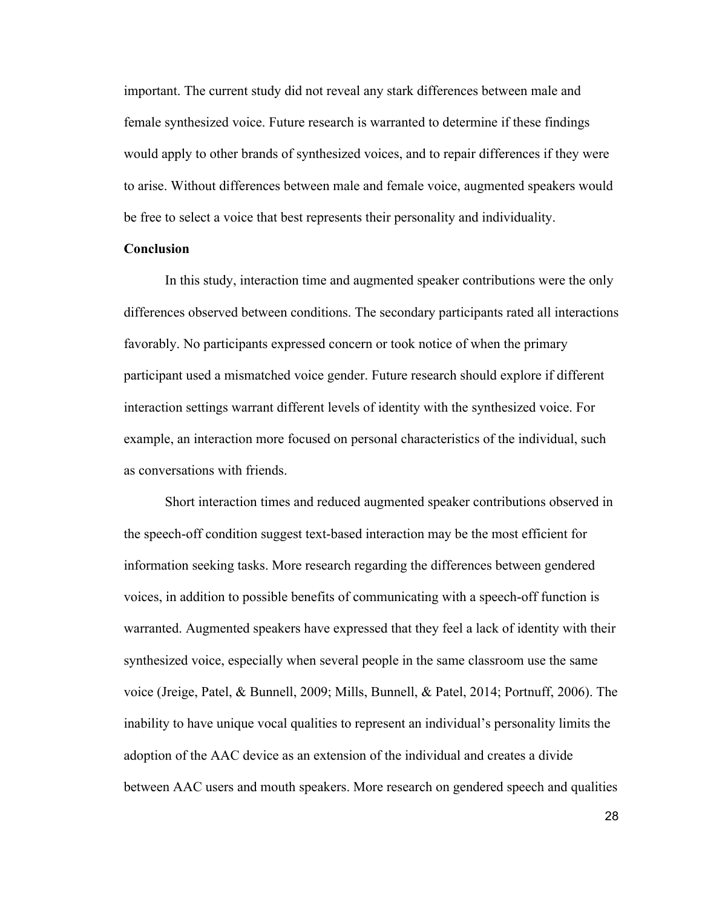important. The current study did not reveal any stark differences between male and female synthesized voice. Future research is warranted to determine if these findings would apply to other brands of synthesized voices, and to repair differences if they were to arise. Without differences between male and female voice, augmented speakers would be free to select a voice that best represents their personality and individuality.

**Conclusion**

In this study, interaction time and augmented speaker contributions were the only differences observed between conditions. The secondary participants rated all interactions favorably. No participants expressed concern or took notice of when the primary participant used a mismatched voice gender. Future research should explore if different interaction settings warrant different levels of identity with the synthesized voice. For example, an interaction more focused on personal characteristics of the individual, such as conversations with friends.

Short interaction times and reduced augmented speaker contributions observed in the speech-off condition suggest text-based interaction may be the most efficient for information seeking tasks. More research regarding the differences between gendered voices, in addition to possible benefits of communicating with a speech-off function is warranted. Augmented speakers have expressed that they feel a lack of identity with their synthesized voice, especially when several people in the same classroom use the same voice (Jreige, Patel, & Bunnell, 2009; Mills, Bunnell, & Patel, 2014; Portnuff, 2006). The inability to have unique vocal qualities to represent an individual's personality limits the adoption of the AAC device as an extension of the individual and creates a divide between AAC users and mouth speakers. More research on gendered speech and qualities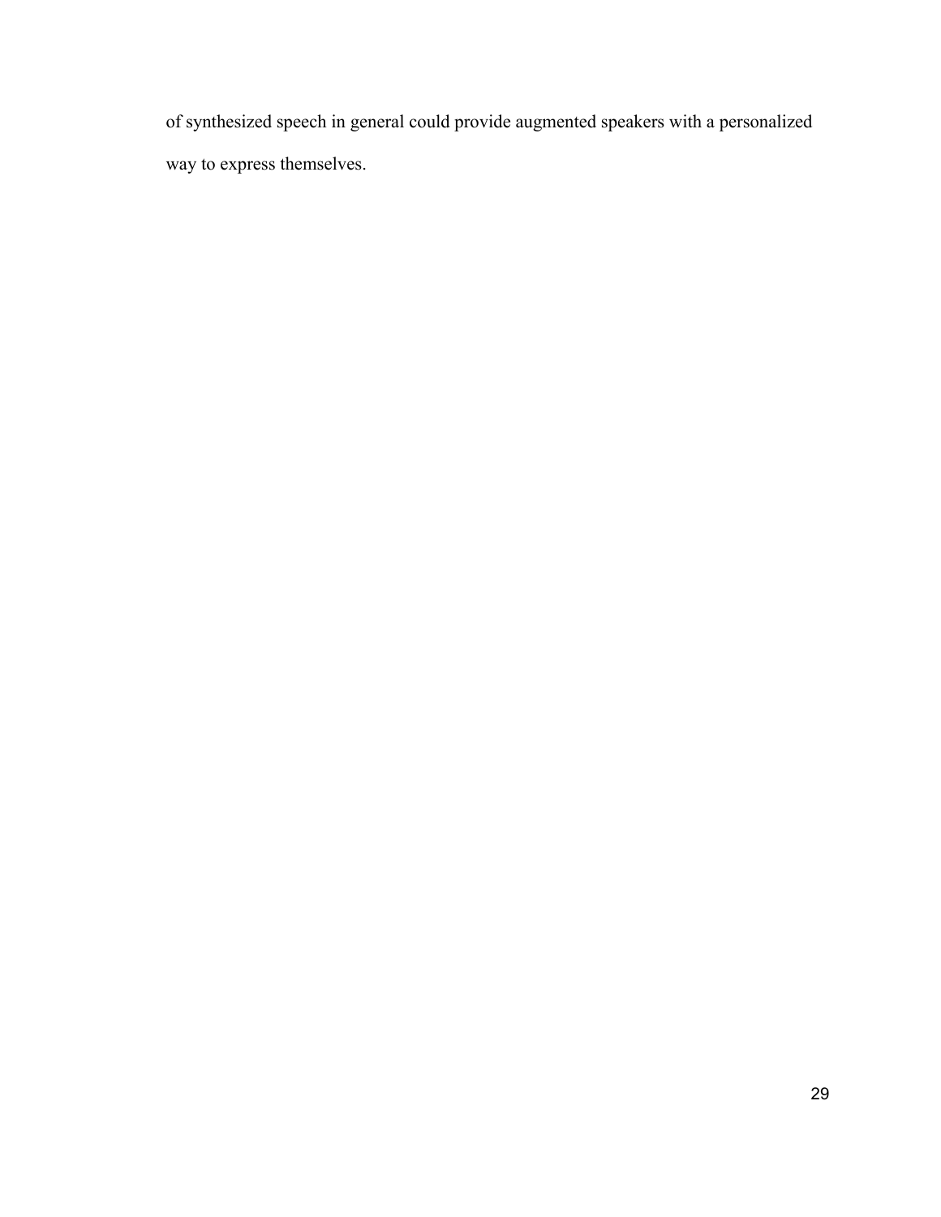of synthesized speech in general could provide augmented speakers with a personalized way to express themselves.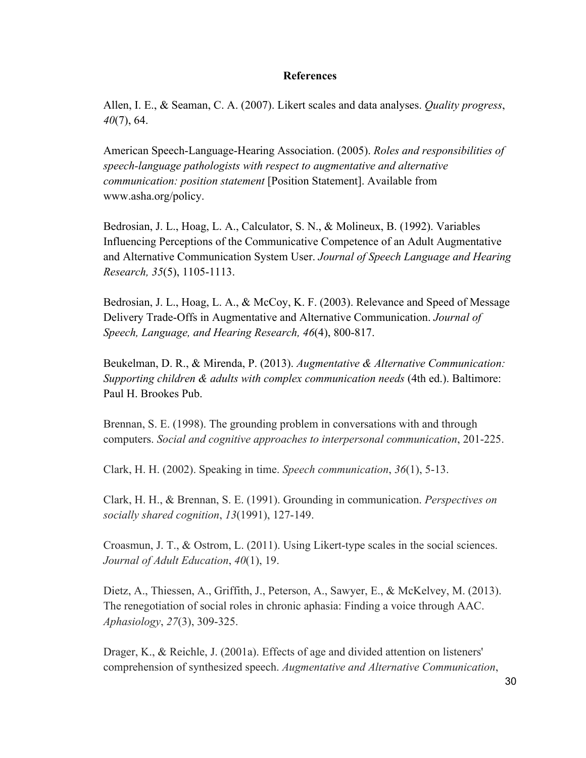## References

Allen, I. E., & Seaman, C. A. (2007). Likert scales and data analyses. *Quality progress*, *40*(7), 64.

American Speech-Language-Hearing Association. (2005). *Roles and responsibilities of speech-language pathologists with respect to augmentative and alternative communication: position statement* [Position Statement]. Available from www.asha.org/policy.

Bedrosian, J. L., Hoag, L. A., Calculator, S. N., & Molineux, B. (1992). Variables Influencing Perceptions of the Communicative Competence of an Adult Augmentative and Alternative Communication System User. *Journal of Speech Language and Hearing Research, 35*(5), 1105-1113.

Bedrosian, J. L., Hoag, L. A., & McCoy, K. F. (2003). Relevance and Speed of Message Delivery Trade-Offs in Augmentative and Alternative Communication. *Journal of Speech, Language, and Hearing Research, 46*(4), 800-817.

Beukelman, D. R., & Mirenda, P. (2013). *Augmentative & Alternative Communication: Supporting children & adults with complex communication needs* (4th ed.). Baltimore: Paul H. Brookes Pub.

Brennan, S. E. (1998). The grounding problem in conversations with and through computers. *Social and cognitive approaches to interpersonal communication*, 201-225.

Clark, H. H. (2002). Speaking in time. *Speech communication*, *36*(1), 5-13.

Clark, H. H., & Brennan, S. E. (1991). Grounding in communication. *Perspectives on socially shared cognition*, *13*(1991), 127-149.

Croasmun, J. T., & Ostrom, L. (2011). Using Likert-type scales in the social sciences. *Journal of Adult Education*, *40*(1), 19.

Dietz, A., Thiessen, A., Griffith, J., Peterson, A., Sawyer, E., & McKelvey, M. (2013). The renegotiation of social roles in chronic aphasia: Finding a voice through AAC. *Aphasiology*, *27*(3), 309-325.

Drager, K., & Reichle, J. (2001a). Effects of age and divided attention on listeners' comprehension of synthesized speech. *Augmentative and Alternative Communication*,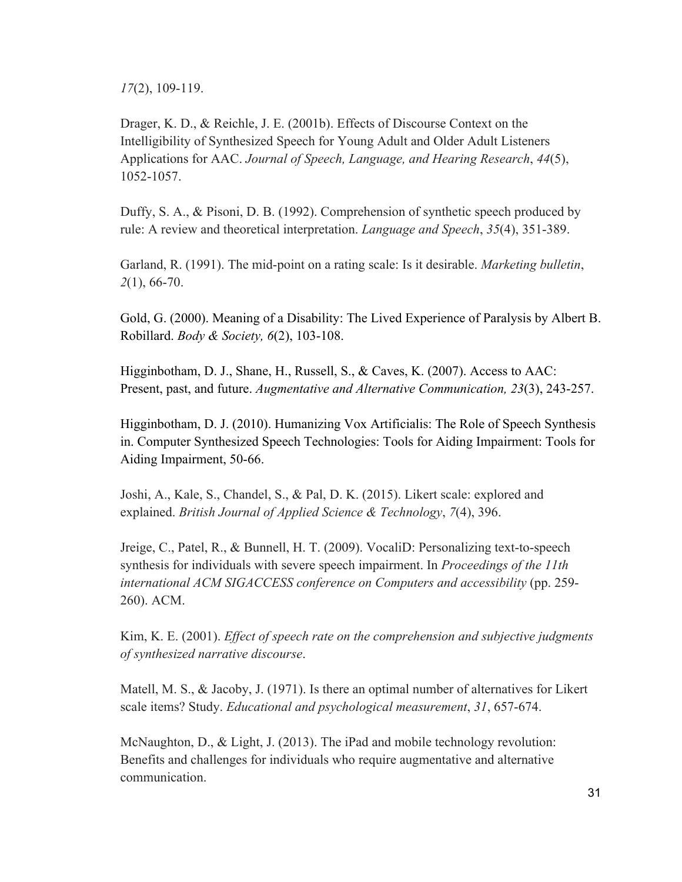*17*(2), 109-119.

Drager, K. D., & Reichle, J. E. (2001b). Effects of Discourse Context on the Intelligibility of Synthesized Speech for Young Adult and Older Adult Listeners Applications for AAC. *Journal of Speech, Language, and Hearing Research*, *44*(5), 1052-1057.

Duffy, S. A., & Pisoni, D. B. (1992). Comprehension of synthetic speech produced by rule: A review and theoretical interpretation. *Language and Speech*, *35*(4), 351-389.

Garland, R. (1991). The mid-point on a rating scale: Is it desirable. *Marketing bulletin*, *2*(1), 66-70.

Gold, G. (2000). Meaning of a Disability: The Lived Experience of Paralysis by Albert B. Robillard. *Body & Society, 6*(2), 103-108.

Higginbotham, D. J., Shane, H., Russell, S., & Caves, K. (2007). Access to AAC: Present, past, and future. *Augmentative and Alternative Communication, 23*(3), 243-257.

Higginbotham, D. J. (2010). Humanizing Vox Artificialis: The Role of Speech Synthesis in. Computer Synthesized Speech Technologies: Tools for Aiding Impairment: Tools for Aiding Impairment, 50-66.

Joshi, A., Kale, S., Chandel, S., & Pal, D. K. (2015). Likert scale: explored and explained. *British Journal of Applied Science & Technology*, *7*(4), 396.

Jreige, C., Patel, R., & Bunnell, H. T. (2009). VocaliD: Personalizing text-to-speech synthesis for individuals with severe speech impairment. In *Proceedings of the 11th international ACM SIGACCESS conference on Computers and accessibility* (pp. 259-260). ACM.

Kim, K. E. (2001). *Effect of speech rate on the comprehension and subjective judgments of synthesized narrative discourse*.

Matell, M. S., & Jacoby, J. (1971). Is there an optimal number of alternatives for Likert scale items? Study. *Educational and psychological measurement*, *31*, 657-674.

McNaughton, D., & Light, J. (2013). The iPad and mobile technology revolution: Benefits and challenges for individuals who require augmentative and alternative communication.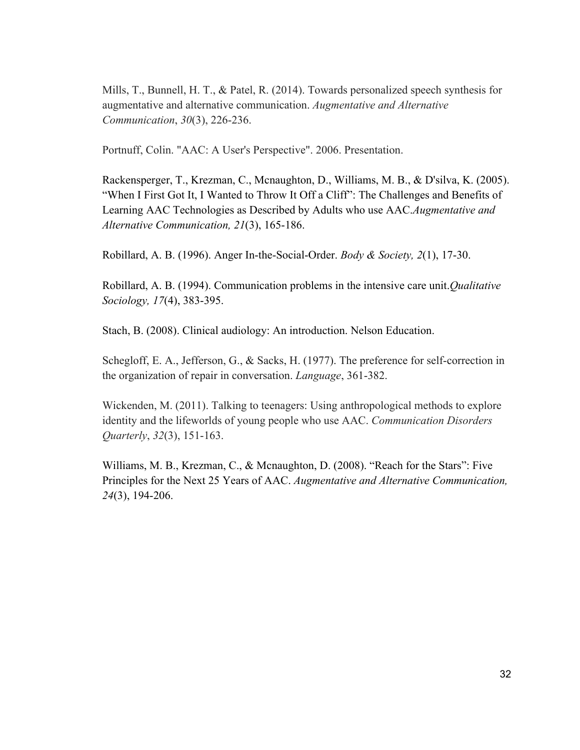Mills, T., Bunnell, H. T., & Patel, R. (2014). Towards personalized speech synthesis for augmentative and alternative communication. *Augmentative and Alternative Communication*, *30*(3), 226-236.

Portnuff, Colin. "AAC: A User's Perspective". 2006. Presentation.

Rackensperger, T., Krezman, C., Mcnaughton, D., Williams, M. B., & D'silva, K. (2005). "When I First Got It, I Wanted to Throw It Off a Cliff": The Challenges and Benefits of Learning AAC Technologies as Described by Adults who use AAC.*Augmentative and Alternative Communication, 21*(3), 165-186.

Robillard, A. B. (1996). Anger In-the-Social-Order. *Body & Society, 2*(1), 17-30.

Robillard, A. B. (1994). Communication problems in the intensive care unit.*Qualitative Sociology, 17*(4), 383-395.

Stach, B. (2008). Clinical audiology: An introduction. Nelson Education.

Schegloff, E. A., Jefferson, G., & Sacks, H. (1977). The preference for self-correction in the organization of repair in conversation. *Language*, 361-382.

Wickenden, M. (2011). Talking to teenagers: Using anthropological methods to explore identity and the lifeworlds of young people who use AAC. *Communication Disorders Quarterly*, *32*(3), 151-163.

Williams, M. B., Krezman, C., & Mcnaughton, D. (2008). "Reach for the Stars": Five Principles for the Next 25 Years of AAC. *Augmentative and Alternative Communication, 24*(3), 194-206.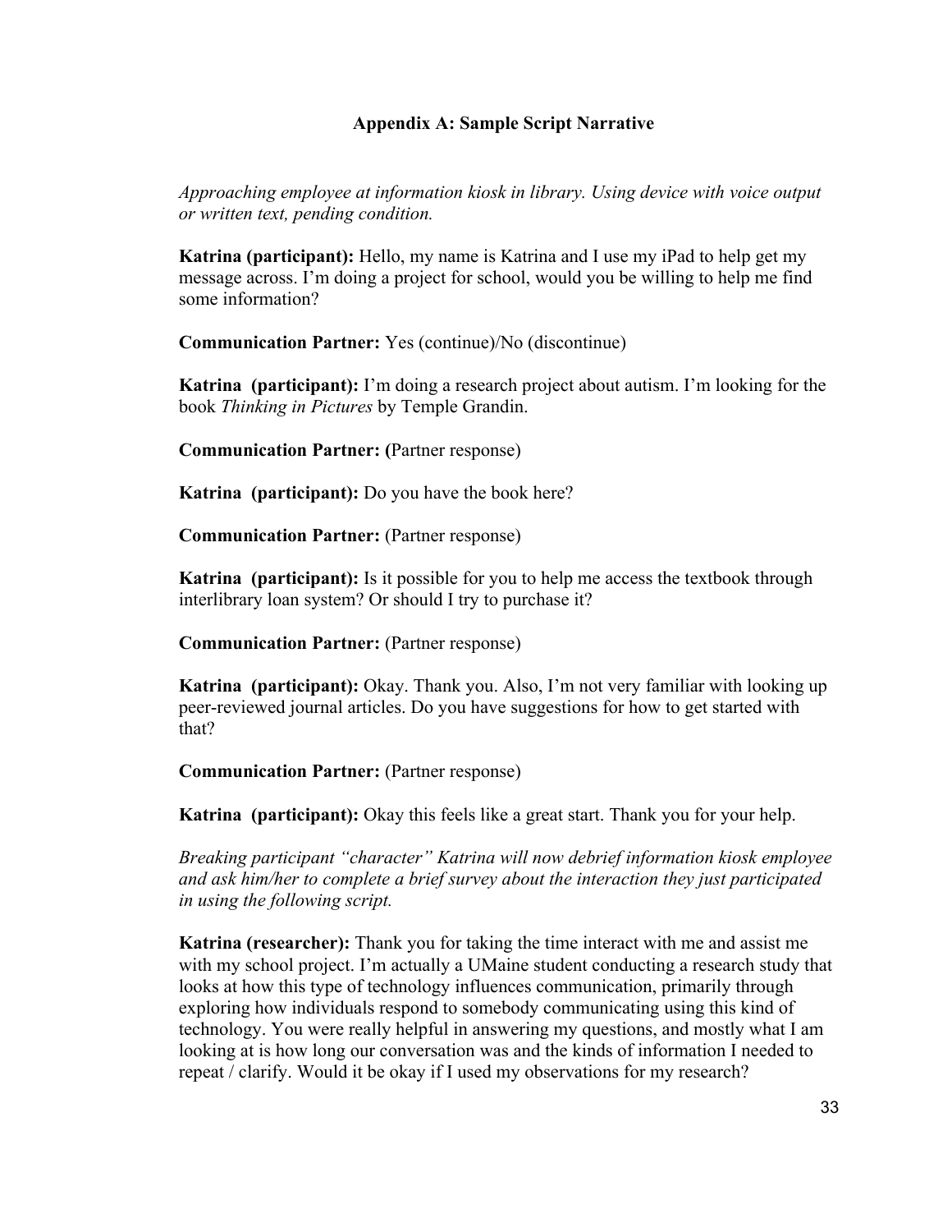## Appendix A: Sample Script Narrative

*Approaching employee at information kiosk in library. Using device with voice output or written text, pending condition.*

**Katrina (participant):** Hello, my name is Katrina and I use my iPad to help get my message across. I'm doing a project for school, would you be willing to help me find some information?

**Communication Partner:** Yes (continue)/No (discontinue)

**Katrina (participant):** I'm doing a research project about autism. I'm looking for the book *Thinking in Pictures* by Temple Grandin.

**Communication Partner: (**Partner response)

**Katrina (participant):** Do you have the book here?

**Communication Partner:** (Partner response)

**Katrina (participant):** Is it possible for you to help me access the textbook through interlibrary loan system? Or should I try to purchase it?

**Communication Partner:** (Partner response)

**Katrina (participant):** Okay. Thank you. Also, I'm not very familiar with looking up peer-reviewed journal articles. Do you have suggestions for how to get started with that?

**Communication Partner:** (Partner response)

**Katrina (participant):** Okay this feels like a great start. Thank you for your help.

*Breaking participant "character" Katrina will now debrief information kiosk employee and ask him/her to complete a brief survey about the interaction they just participated in using the following script.*

**Katrina (researcher):** Thank you for taking the time interact with me and assist me with my school project. I'm actually a UMaine student conducting a research study that looks at how this type of technology influences communication, primarily through exploring how individuals respond to somebody communicating using this kind of technology. You were really helpful in answering my questions, and mostly what I am looking at is how long our conversation was and the kinds of information I needed to repeat / clarify. Would it be okay if I used my observations for my research?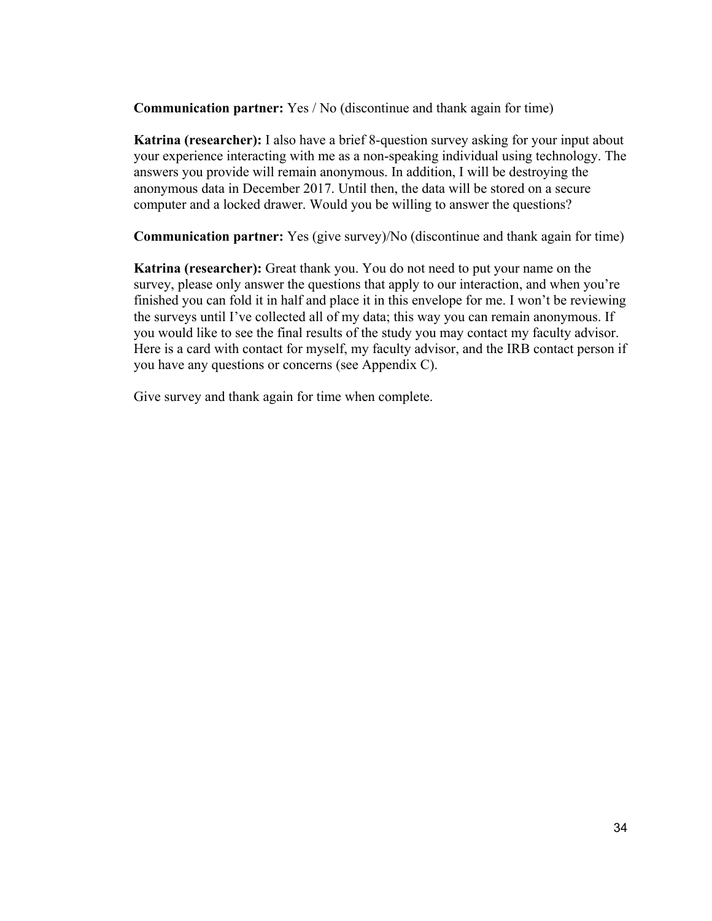**Communication partner:** Yes / No (discontinue and thank again for time)

**Katrina (researcher):** I also have a brief 8-question survey asking for your input about your experience interacting with me as a non-speaking individual using technology. The answers you provide will remain anonymous. In addition, I will be destroying the anonymous data in December 2017. Until then, the data will be stored on a secure computer and a locked drawer. Would you be willing to answer the questions?

**Communication partner:** Yes (give survey)/No (discontinue and thank again for time)

**Katrina (researcher):** Great thank you. You do not need to put your name on the survey, please only answer the questions that apply to our interaction, and when you're finished you can fold it in half and place it in this envelope for me. I won't be reviewing the surveys until I've collected all of my data; this way you can remain anonymous. If you would like to see the final results of the study you may contact my faculty advisor. Here is a card with contact for myself, my faculty advisor, and the IRB contact person if you have any questions or concerns (see Appendix C).

Give survey and thank again for time when complete.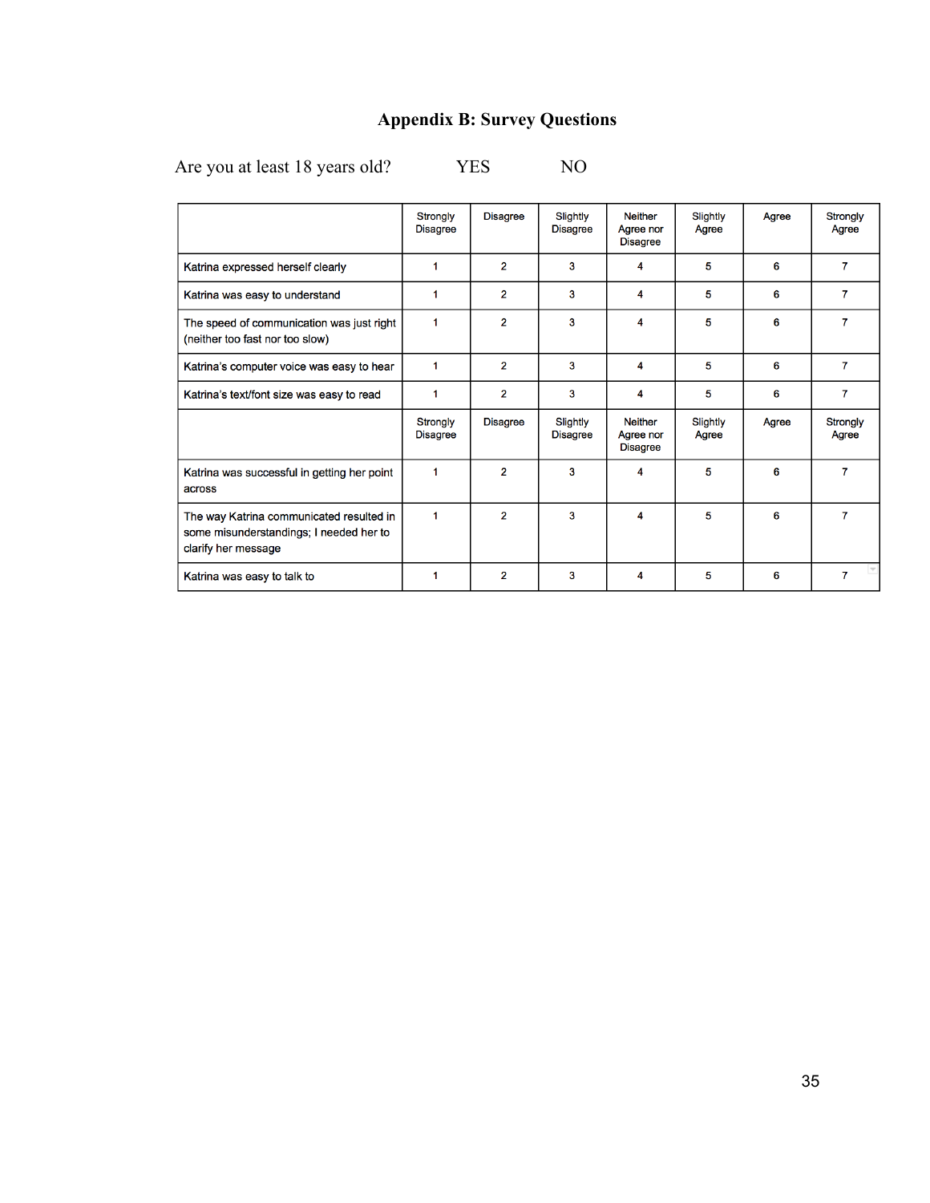# Appendix B: Survey Questions

Are you at least 18 years old? YES NO

| | Strongly Disagree | Disagree | Slightly Disagree | Neither Agree nor Disagree | Slightly Agree | Agree | Strongly Agree |
|---|---|---|---|---|---|---|---|
| Katrina expressed herself clearly | 1 | 2 | 3 | 4 | 5 | 6 | 7 |
| Katrina was easy to understand | 1 | 2 | 3 | 4 | 5 | 6 | 7 |
| The speed of communication was just right (neither too fast nor too slow) | 1 | 2 | 3 | 4 | 5 | 6 | 7 |
| Katrina's computer voice was easy to hear | 1 | 2 | 3 | 4 | 5 | 6 | 7 |
| Katrina's text/font size was easy to read | 1 | 2 | 3 | 4 | 5 | 6 | 7 |
| | Strongly Disagree | Disagree | Slightly Disagree | Neither Agree nor Disagree | Slightly Agree | Agree | Strongly Agree |
| Katrina was successful in getting her point across | 1 | 2 | 3 | 4 | 5 | 6 | 7 |
| The way Katrina communicated resulted in some misunderstandings; I needed her to clarify her message | 1 | 2 | 3 | 4 | 5 | 6 | 7 |
| Katrina was easy to talk to | 1 | 2 | 3 | 4 | 5 | 6 | 7 |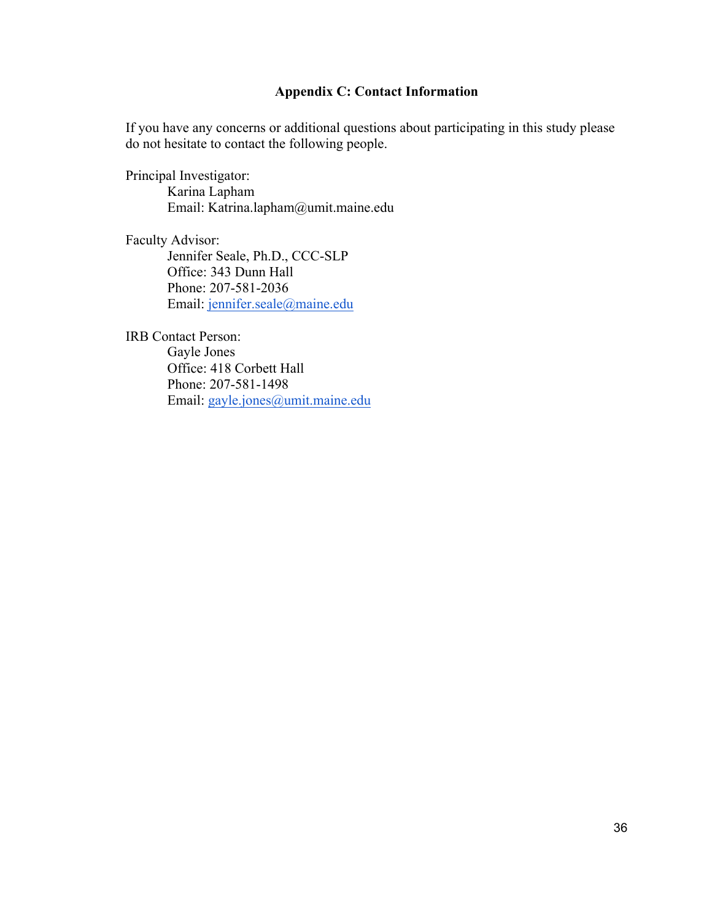### Appendix C: Contact Information

If you have any concerns or additional questions about participating in this study please do not hesitate to contact the following people.

Principal Investigator:

Karina Lapham
Email: Katrina.lapham@umit.maine.edu

Faculty Advisor:

Jennifer Seale, Ph.D., CCC-SLP
Office: 343 Dunn Hall
Phone: 207-581-2036
Email: jennifer.seale@maine.edu

IRB Contact Person:

Gayle Jones
Office: 418 Corbett Hall
Phone: 207-581-1498
Email: gayle.jones@umit.maine.edu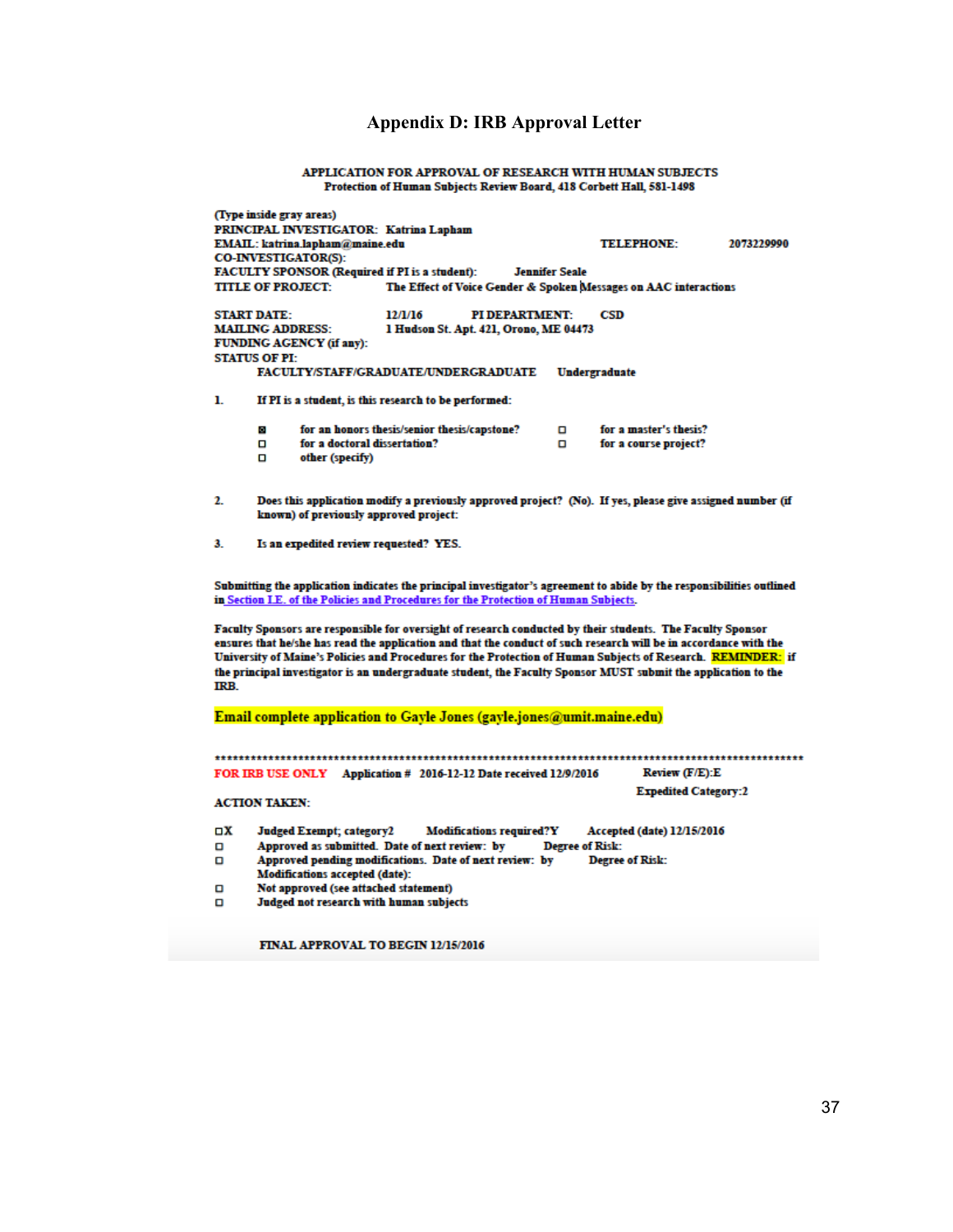# Appendix D: IRB Approval Letter

**APPLICATION FOR APPROVAL OF RESEARCH WITH HUMAN SUBJECTS**
**Protection of Human Subjects Review Board, 418 Corbett Hall, 581-1498**

**(Type inside gray areas)**
**PRINCIPAL INVESTIGATOR:** Katrina Lapham
**EMAIL:** katrina.lapham@maine.edu **TELEPHONE:** 2073229990
**CO-INVESTIGATOR(S):**
**FACULTY SPONSOR (Required if PI is a student):** Jennifer Seale
**TITLE OF PROJECT:** The Effect of Voice Gender & Spoken Messages on AAC interactions

**START DATE:** 12/1/16 **PI DEPARTMENT:** CSD
**MAILING ADDRESS:** 1 Hudson St. Apt. 421, Orono, ME 04473
**FUNDING AGENCY (if any):**
**STATUS OF PI:**
FACULTY/STAFF/GRADUATE/UNDERGRADUATE Undergraduate

1. If PI is a student, is this research to be performed:

- ☒ for an honors thesis/senior thesis/capstone?
- ☐ for a master's thesis?
- ☐ for a doctoral dissertation?
- ☐ for a course project?
- ☐ other (specify)

2. Does this application modify a previously approved project? (No). If yes, please give assigned number (if known) of previously approved project:

3. Is an expedited review requested? YES.

Submitting the application indicates the principal investigator's agreement to abide by the responsibilities outlined in Section I.E. of the Policies and Procedures for the Protection of Human Subjects.

Faculty Sponsors are responsible for oversight of research conducted by their students. The Faculty Sponsor ensures that he/she has read the application and that the conduct of such research will be in accordance with the University of Maine's Policies and Procedures for the Protection of Human Subjects of Research. REMINDER: if the principal investigator is an undergraduate student, the Faculty Sponsor MUST submit the application to the IRB.

Email complete application to Gayle Jones (gayle.jones@umit.maine.edu)

****************************************************************************************************

FOR IRB USE ONLY Application # 2016-12-12 Date received 12/9/2016 Review (F/E):E
Expedited Category:2

ACTION TAKEN:

- ☐X Judged Exempt; category2 Modifications required?Y Accepted (date) 12/15/2016
- ☐ Approved as submitted. Date of next review: by Degree of Risk:
- ☐ Approved pending modifications. Date of next review: by Degree of Risk:
  Modifications accepted (date):
- ☐ Not approved (see attached statement)
- ☐ Judged not research with human subjects

FINAL APPROVAL TO BEGIN 12/15/2016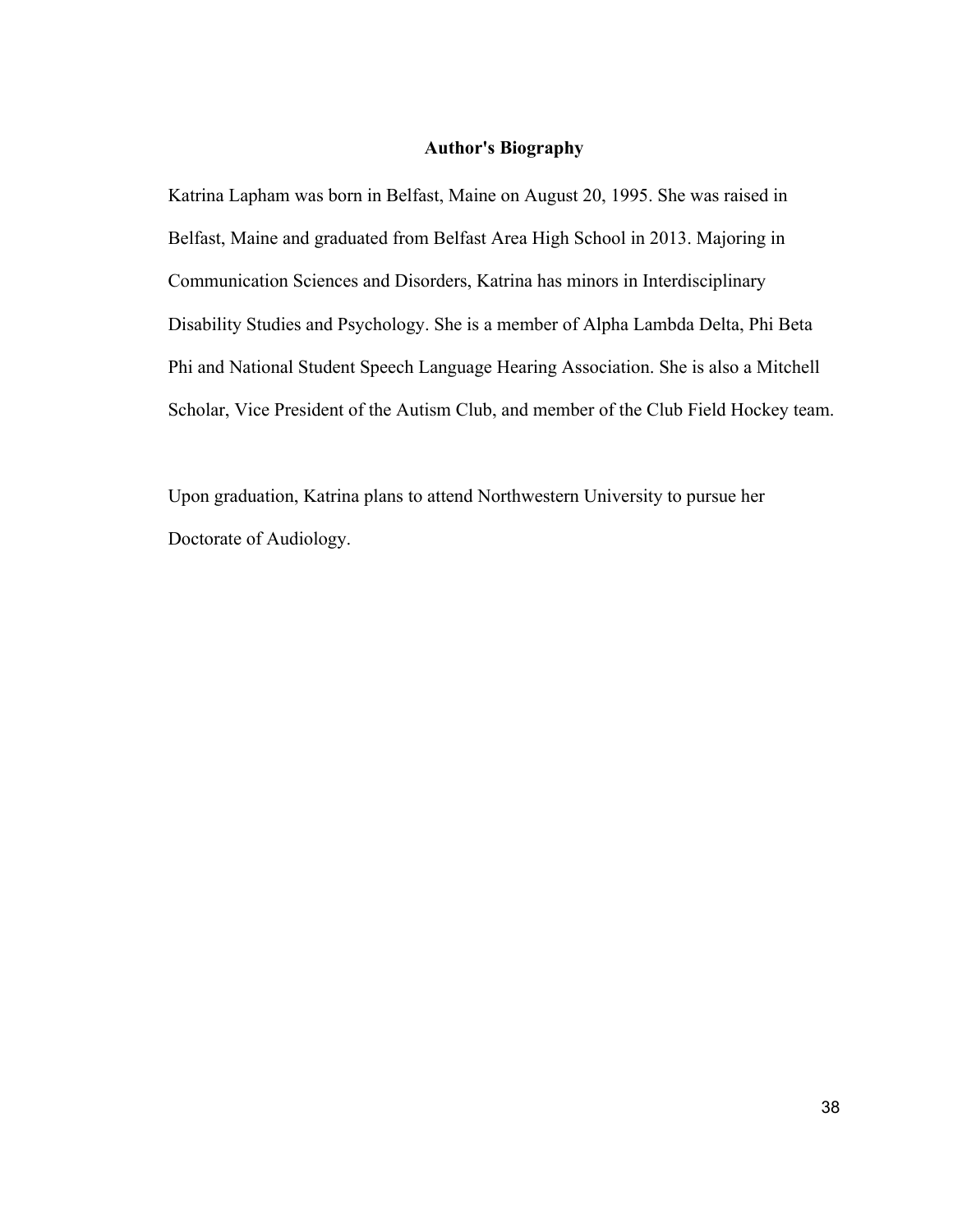## Author's Biography

Katrina Lapham was born in Belfast, Maine on August 20, 1995. She was raised in Belfast, Maine and graduated from Belfast Area High School in 2013. Majoring in Communication Sciences and Disorders, Katrina has minors in Interdisciplinary Disability Studies and Psychology. She is a member of Alpha Lambda Delta, Phi Beta Phi and National Student Speech Language Hearing Association. She is also a Mitchell Scholar, Vice President of the Autism Club, and member of the Club Field Hockey team.

Upon graduation, Katrina plans to attend Northwestern University to pursue her Doctorate of Audiology.